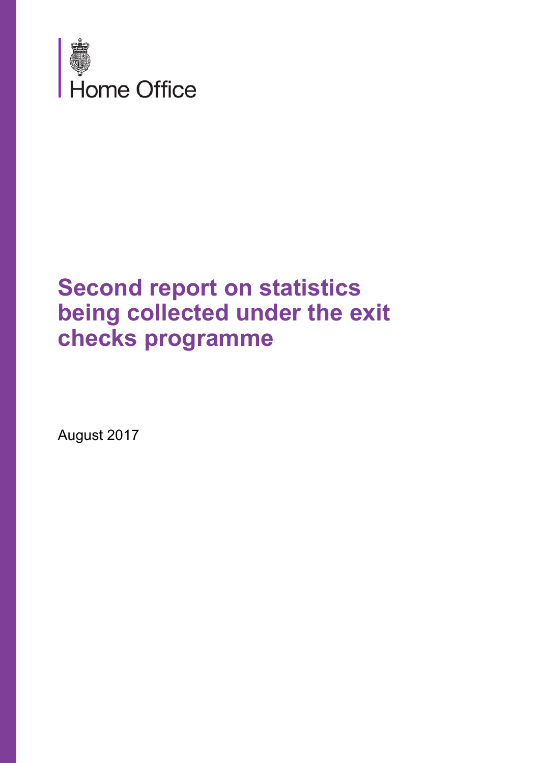Home Office

# Second report on statistics being collected under the exit checks programme

August 2017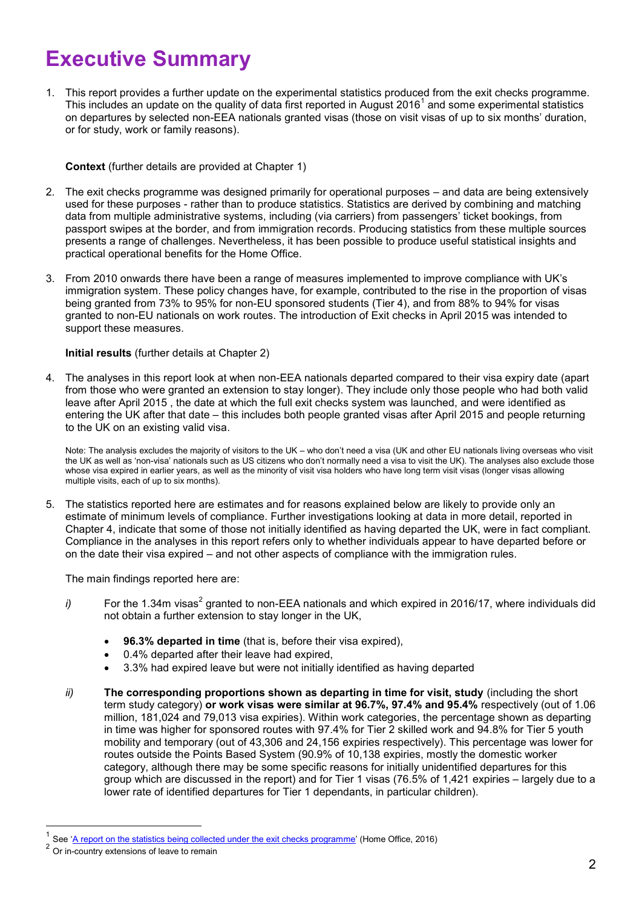# Executive Summary

1. This report provides a further update on the experimental statistics produced from the exit checks programme. This includes an update on the quality of data first reported in August 2016[1] and some experimental statistics on departures by selected non-EEA nationals granted visas (those on visit visas of up to six months' duration, or for study, work or family reasons).

**Context** (further details are provided at Chapter 1)

2. The exit checks programme was designed primarily for operational purposes – and data are being extensively used for these purposes - rather than to produce statistics. Statistics are derived by combining and matching data from multiple administrative systems, including (via carriers) from passengers' ticket bookings, from passport swipes at the border, and from immigration records. Producing statistics from these multiple sources presents a range of challenges. Nevertheless, it has been possible to produce useful statistical insights and practical operational benefits for the Home Office.

3. From 2010 onwards there have been a range of measures implemented to improve compliance with UK's immigration system. These policy changes have, for example, contributed to the rise in the proportion of visas being granted from 73% to 95% for non-EU sponsored students (Tier 4), and from 88% to 94% for visas granted to non-EU nationals on work routes. The introduction of Exit checks in April 2015 was intended to support these measures.

**Initial results** (further details at Chapter 2)

4. The analyses in this report look at when non-EEA nationals departed compared to their visa expiry date (apart from those who were granted an extension to stay longer). They include only those people who had both valid leave after April 2015 , the date at which the full exit checks system was launched, and were identified as entering the UK after that date – this includes both people granted visas after April 2015 and people returning to the UK on an existing valid visa.

Note: The analysis excludes the majority of visitors to the UK – who don't need a visa (UK and other EU nationals living overseas who visit the UK as well as 'non-visa' nationals such as US citizens who don't normally need a visa to visit the UK). The analyses also exclude those whose visa expired in earlier years, as well as the minority of visit visa holders who have long term visit visas (longer visas allowing multiple visits, each of up to six months).

5. The statistics reported here are estimates and for reasons explained below are likely to provide only an estimate of minimum levels of compliance. Further investigations looking at data in more detail, reported in Chapter 4, indicate that some of those not initially identified as having departed the UK, were in fact compliant. Compliance in the analyses in this report refers only to whether individuals appear to have departed before or on the date their visa expired – and not other aspects of compliance with the immigration rules.

The main findings reported here are:

*i)* For the 1.34m visas[2] granted to non-EEA nationals and which expired in 2016/17, where individuals did not obtain a further extension to stay longer in the UK,

- **96.3% departed in time** (that is, before their visa expired),
- 0.4% departed after their leave had expired,
- 3.3% had expired leave but were not initially identified as having departed

*ii)* **The corresponding proportions shown as departing in time for visit, study** (including the short term study category) **or work visas were similar at 96.7%, 97.4% and 95.4%** respectively (out of 1.06 million, 181,024 and 79,013 visa expiries). Within work categories, the percentage shown as departing in time was higher for sponsored routes with 97.4% for Tier 2 skilled work and 94.8% for Tier 5 youth mobility and temporary (out of 43,306 and 24,156 expiries respectively). This percentage was lower for routes outside the Points Based System (90.9% of 10,138 expiries, mostly the domestic worker category, although there may be some specific reasons for initially unidentified departures for this group which are discussed in the report) and for Tier 1 visas (76.5% of 1,421 expiries – largely due to a lower rate of identified departures for Tier 1 dependants, in particular children).

---

[1] See 'A report on the statistics being collected under the exit checks programme' (Home Office, 2016)

[2] Or in-country extensions of leave to remain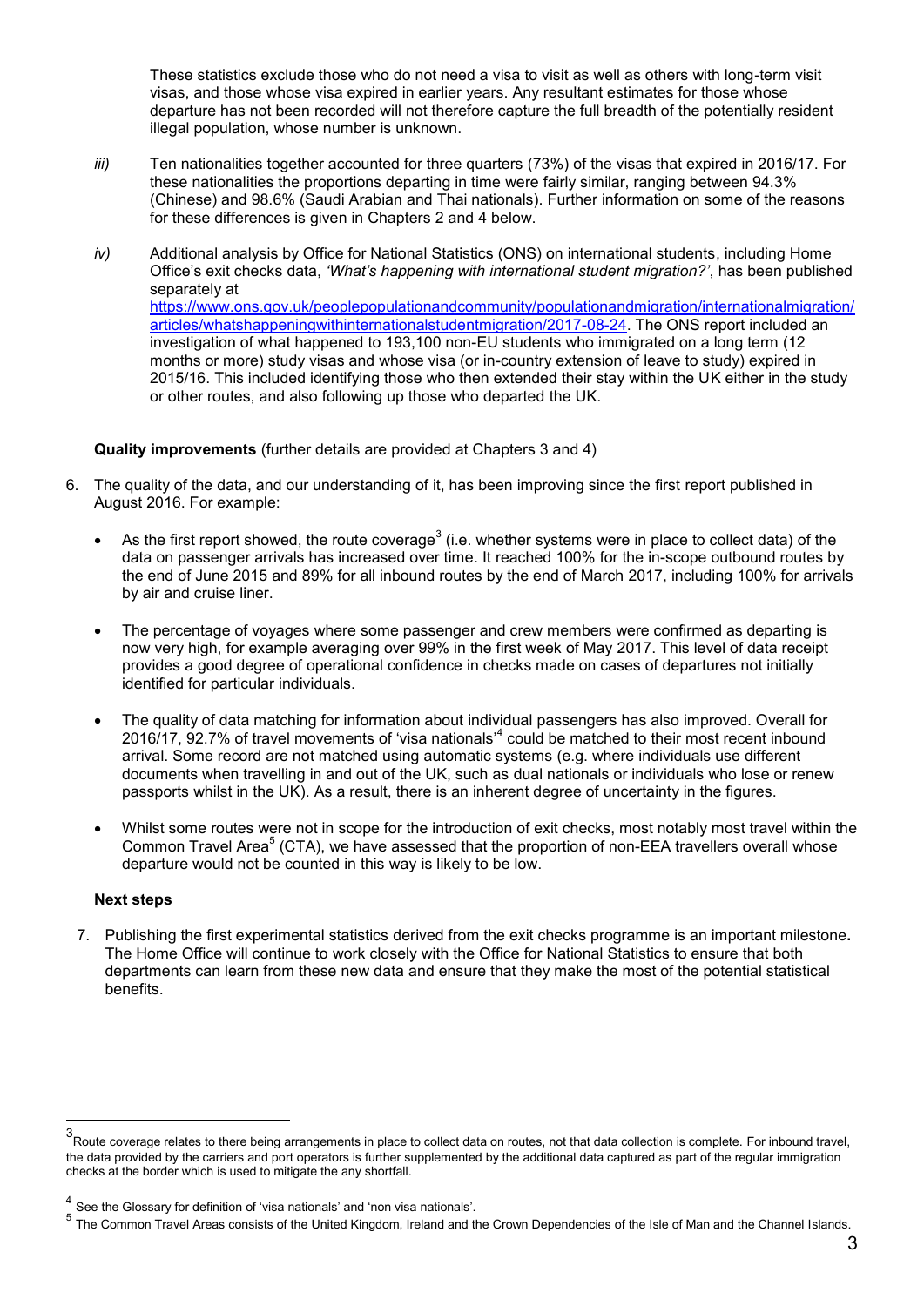These statistics exclude those who do not need a visa to visit as well as others with long-term visit visas, and those whose visa expired in earlier years. Any resultant estimates for those whose departure has not been recorded will not therefore capture the full breadth of the potentially resident illegal population, whose number is unknown.

*iii)* Ten nationalities together accounted for three quarters (73%) of the visas that expired in 2016/17. For these nationalities the proportions departing in time were fairly similar, ranging between 94.3% (Chinese) and 98.6% (Saudi Arabian and Thai nationals). Further information on some of the reasons for these differences is given in Chapters 2 and 4 below.

*iv)* Additional analysis by Office for National Statistics (ONS) on international students, including Home Office's exit checks data, *'What's happening with international student migration?'*, has been published separately at https://www.ons.gov.uk/peoplepopulationandcommunity/populationandmigration/internationalmigration/articles/whatshappeningwithinternationalstudentmigration/2017-08-24. The ONS report included an investigation of what happened to 193,100 non-EU students who immigrated on a long term (12 months or more) study visas and whose visa (or in-country extension of leave to study) expired in 2015/16. This included identifying those who then extended their stay within the UK either in the study or other routes, and also following up those who departed the UK.

**Quality improvements** (further details are provided at Chapters 3 and 4)

6. The quality of the data, and our understanding of it, has been improving since the first report published in August 2016. For example:

   - As the first report showed, the route coverage[3] (i.e. whether systems were in place to collect data) of the data on passenger arrivals has increased over time. It reached 100% for the in-scope outbound routes by the end of June 2015 and 89% for all inbound routes by the end of March 2017, including 100% for arrivals by air and cruise liner.

   - The percentage of voyages where some passenger and crew members were confirmed as departing is now very high, for example averaging over 99% in the first week of May 2017. This level of data receipt provides a good degree of operational confidence in checks made on cases of departures not initially identified for particular individuals.

   - The quality of data matching for information about individual passengers has also improved. Overall for 2016/17, 92.7% of travel movements of 'visa nationals'[4] could be matched to their most recent inbound arrival. Some record are not matched using automatic systems (e.g. where individuals use different documents when travelling in and out of the UK, such as dual nationals or individuals who lose or renew passports whilst in the UK). As a result, there is an inherent degree of uncertainty in the figures.

   - Whilst some routes were not in scope for the introduction of exit checks, most notably most travel within the Common Travel Area[5] (CTA), we have assessed that the proportion of non-EEA travellers overall whose departure would not be counted in this way is likely to be low.

**Next steps**

7. Publishing the first experimental statistics derived from the exit checks programme is an important milestone**.** The Home Office will continue to work closely with the Office for National Statistics to ensure that both departments can learn from these new data and ensure that they make the most of the potential statistical benefits.

---

[3] Route coverage relates to there being arrangements in place to collect data on routes, not that data collection is complete. For inbound travel, the data provided by the carriers and port operators is further supplemented by the additional data captured as part of the regular immigration checks at the border which is used to mitigate the any shortfall.

[4] See the Glossary for definition of 'visa nationals' and 'non visa nationals'.

[5] The Common Travel Areas consists of the United Kingdom, Ireland and the Crown Dependencies of the Isle of Man and the Channel Islands.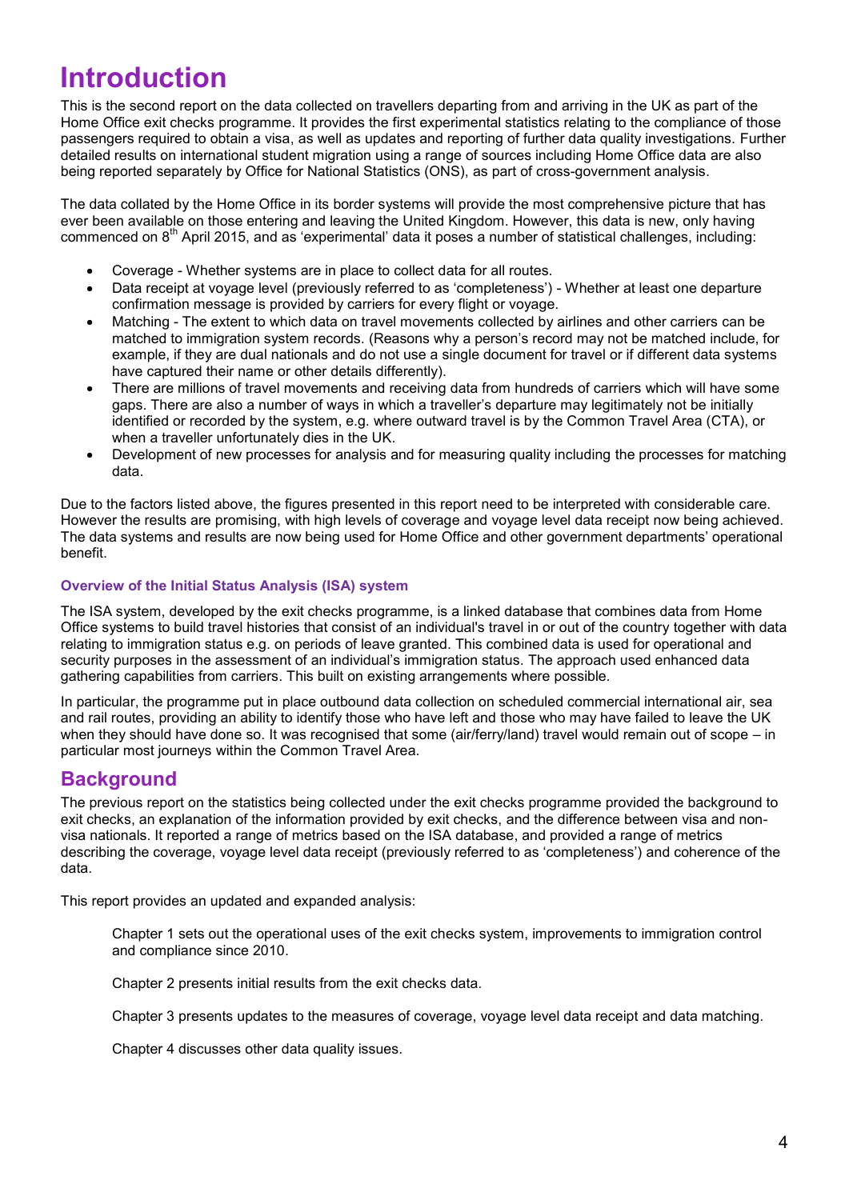# Introduction

This is the second report on the data collected on travellers departing from and arriving in the UK as part of the Home Office exit checks programme. It provides the first experimental statistics relating to the compliance of those passengers required to obtain a visa, as well as updates and reporting of further data quality investigations. Further detailed results on international student migration using a range of sources including Home Office data are also being reported separately by Office for National Statistics (ONS), as part of cross-government analysis.

The data collated by the Home Office in its border systems will provide the most comprehensive picture that has ever been available on those entering and leaving the United Kingdom. However, this data is new, only having commenced on 8th April 2015, and as 'experimental' data it poses a number of statistical challenges, including:

- Coverage - Whether systems are in place to collect data for all routes.
- Data receipt at voyage level (previously referred to as 'completeness') - Whether at least one departure confirmation message is provided by carriers for every flight or voyage.
- Matching - The extent to which data on travel movements collected by airlines and other carriers can be matched to immigration system records. (Reasons why a person's record may not be matched include, for example, if they are dual nationals and do not use a single document for travel or if different data systems have captured their name or other details differently).
- There are millions of travel movements and receiving data from hundreds of carriers which will have some gaps. There are also a number of ways in which a traveller's departure may legitimately not be initially identified or recorded by the system, e.g. where outward travel is by the Common Travel Area (CTA), or when a traveller unfortunately dies in the UK.
- Development of new processes for analysis and for measuring quality including the processes for matching data.

Due to the factors listed above, the figures presented in this report need to be interpreted with considerable care. However the results are promising, with high levels of coverage and voyage level data receipt now being achieved. The data systems and results are now being used for Home Office and other government departments' operational benefit.

### Overview of the Initial Status Analysis (ISA) system

The ISA system, developed by the exit checks programme, is a linked database that combines data from Home Office systems to build travel histories that consist of an individual's travel in or out of the country together with data relating to immigration status e.g. on periods of leave granted. This combined data is used for operational and security purposes in the assessment of an individual's immigration status. The approach used enhanced data gathering capabilities from carriers. This built on existing arrangements where possible.

In particular, the programme put in place outbound data collection on scheduled commercial international air, sea and rail routes, providing an ability to identify those who have left and those who may have failed to leave the UK when they should have done so. It was recognised that some (air/ferry/land) travel would remain out of scope – in particular most journeys within the Common Travel Area.

## Background

The previous report on the statistics being collected under the exit checks programme provided the background to exit checks, an explanation of the information provided by exit checks, and the difference between visa and non-visa nationals. It reported a range of metrics based on the ISA database, and provided a range of metrics describing the coverage, voyage level data receipt (previously referred to as 'completeness') and coherence of the data.

This report provides an updated and expanded analysis:

Chapter 1 sets out the operational uses of the exit checks system, improvements to immigration control and compliance since 2010.

Chapter 2 presents initial results from the exit checks data.

Chapter 3 presents updates to the measures of coverage, voyage level data receipt and data matching.

Chapter 4 discusses other data quality issues.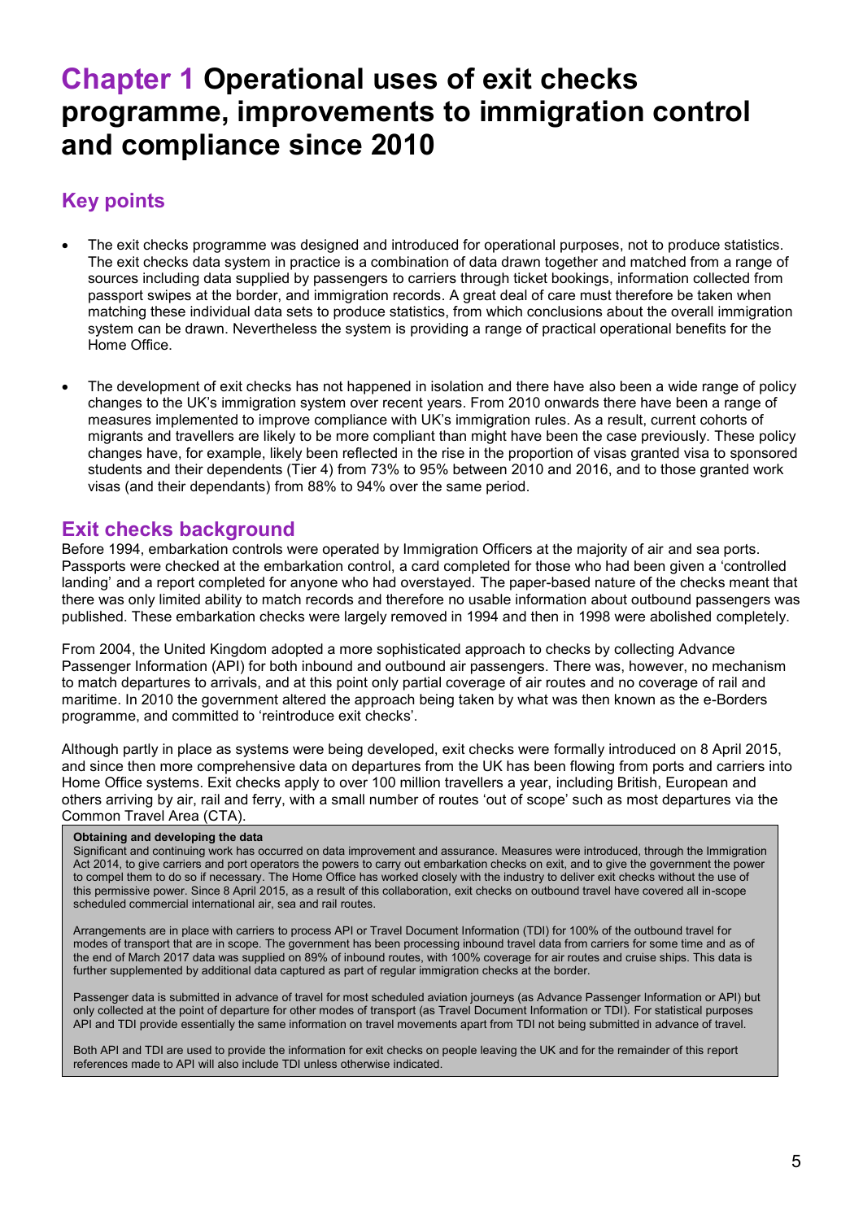# Chapter 1 Operational uses of exit checks programme, improvements to immigration control and compliance since 2010

## Key points

- The exit checks programme was designed and introduced for operational purposes, not to produce statistics. The exit checks data system in practice is a combination of data drawn together and matched from a range of sources including data supplied by passengers to carriers through ticket bookings, information collected from passport swipes at the border, and immigration records. A great deal of care must therefore be taken when matching these individual data sets to produce statistics, from which conclusions about the overall immigration system can be drawn. Nevertheless the system is providing a range of practical operational benefits for the Home Office.

- The development of exit checks has not happened in isolation and there have also been a wide range of policy changes to the UK's immigration system over recent years. From 2010 onwards there have been a range of measures implemented to improve compliance with UK's immigration rules. As a result, current cohorts of migrants and travellers are likely to be more compliant than might have been the case previously. These policy changes have, for example, likely been reflected in the rise in the proportion of visas granted visa to sponsored students and their dependents (Tier 4) from 73% to 95% between 2010 and 2016, and to those granted work visas (and their dependants) from 88% to 94% over the same period.

## Exit checks background

Before 1994, embarkation controls were operated by Immigration Officers at the majority of air and sea ports. Passports were checked at the embarkation control, a card completed for those who had been given a 'controlled landing' and a report completed for anyone who had overstayed. The paper-based nature of the checks meant that there was only limited ability to match records and therefore no usable information about outbound passengers was published. These embarkation checks were largely removed in 1994 and then in 1998 were abolished completely.

From 2004, the United Kingdom adopted a more sophisticated approach to checks by collecting Advance Passenger Information (API) for both inbound and outbound air passengers. There was, however, no mechanism to match departures to arrivals, and at this point only partial coverage of air routes and no coverage of rail and maritime. In 2010 the government altered the approach being taken by what was then known as the e-Borders programme, and committed to 'reintroduce exit checks'.

Although partly in place as systems were being developed, exit checks were formally introduced on 8 April 2015, and since then more comprehensive data on departures from the UK has been flowing from ports and carriers into Home Office systems. Exit checks apply to over 100 million travellers a year, including British, European and others arriving by air, rail and ferry, with a small number of routes 'out of scope' such as most departures via the Common Travel Area (CTA).

**Obtaining and developing the data**

Significant and continuing work has occurred on data improvement and assurance. Measures were introduced, through the Immigration Act 2014, to give carriers and port operators the powers to carry out embarkation checks on exit, and to give the government the power to compel them to do so if necessary. The Home Office has worked closely with the industry to deliver exit checks without the use of this permissive power. Since 8 April 2015, as a result of this collaboration, exit checks on outbound travel have covered all in-scope scheduled commercial international air, sea and rail routes.

Arrangements are in place with carriers to process API or Travel Document Information (TDI) for 100% of the outbound travel for modes of transport that are in scope. The government has been processing inbound travel data from carriers for some time and as of the end of March 2017 data was supplied on 89% of inbound routes, with 100% coverage for air routes and cruise ships. This data is further supplemented by additional data captured as part of regular immigration checks at the border.

Passenger data is submitted in advance of travel for most scheduled aviation journeys (as Advance Passenger Information or API) but only collected at the point of departure for other modes of transport (as Travel Document Information or TDI). For statistical purposes API and TDI provide essentially the same information on travel movements apart from TDI not being submitted in advance of travel.

Both API and TDI are used to provide the information for exit checks on people leaving the UK and for the remainder of this report references made to API will also include TDI unless otherwise indicated.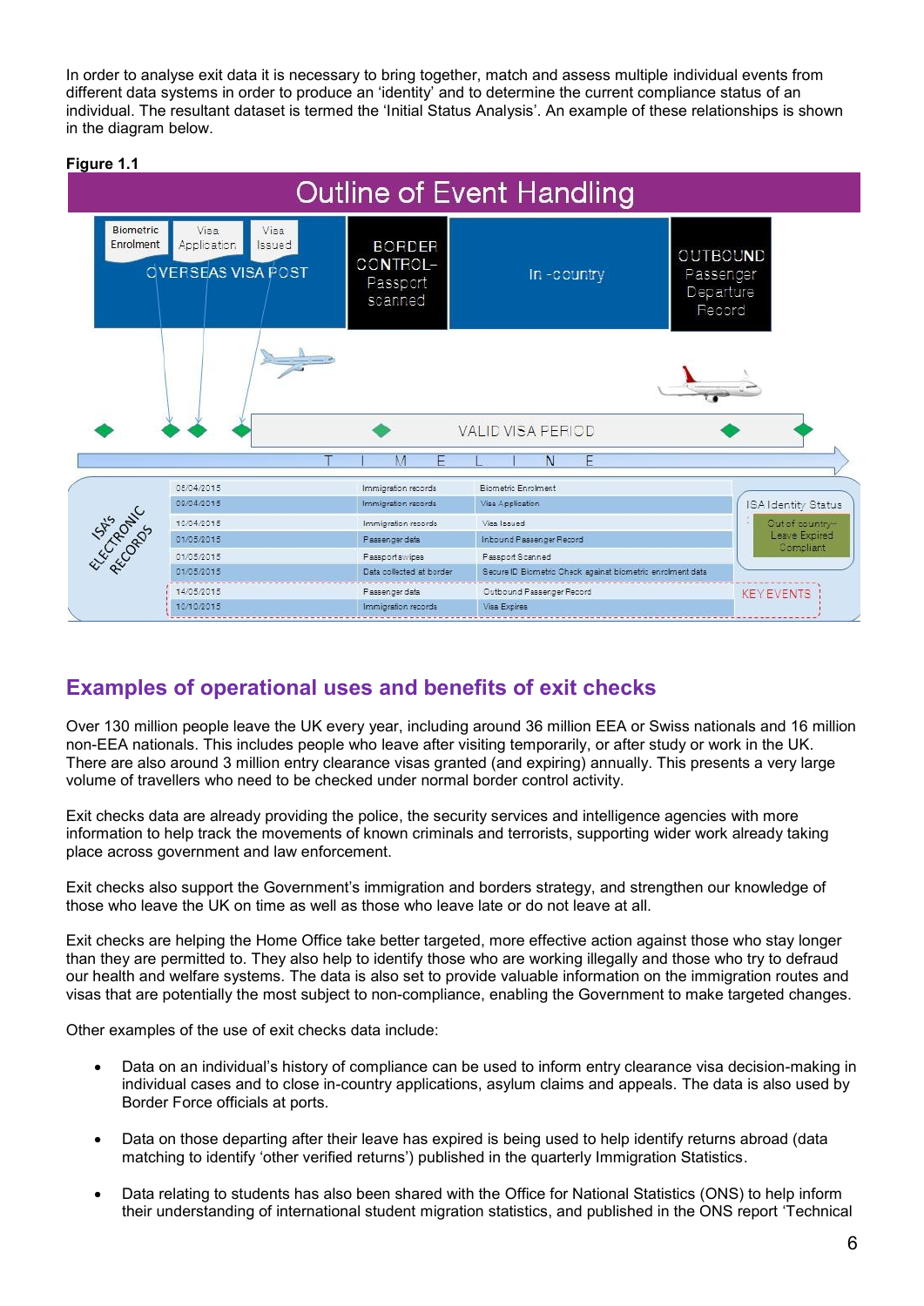In order to analyse exit data it is necessary to bring together, match and assess multiple individual events from different data systems in order to produce an 'identity' and to determine the current compliance status of an individual. The resultant dataset is termed the 'Initial Status Analysis'. An example of these relationships is shown in the diagram below.

**Figure 1.1**

Outline of Event Handling

| Date | Source | Event |
|---|---|---|
| 08/04/2015 | Immigration records | Biometric Enrolment |
| 09/04/2015 | Immigration records | Visa Application |
| 10/04/2015 | Immigration records | Visa Issued |
| 01/05/2015 | Passenger data | Inbound Passenger Record |
| 01/05/2015 | Passport swipes | Passport Scanned |
| 01/05/2015 | Data collected at border | Secure ID Biometric Check against biometric enrolment data |
| 14/05/2015 | Passenger data | Outbound Passenger Record |
| 10/10/2015 | Immigration records | Visa Expires |

ISA Identity Status: Out of country – Leave Expired Compliant

## Examples of operational uses and benefits of exit checks

Over 130 million people leave the UK every year, including around 36 million EEA or Swiss nationals and 16 million non-EEA nationals. This includes people who leave after visiting temporarily, or after study or work in the UK. There are also around 3 million entry clearance visas granted (and expiring) annually. This presents a very large volume of travellers who need to be checked under normal border control activity.

Exit checks data are already providing the police, the security services and intelligence agencies with more information to help track the movements of known criminals and terrorists, supporting wider work already taking place across government and law enforcement.

Exit checks also support the Government's immigration and borders strategy, and strengthen our knowledge of those who leave the UK on time as well as those who leave late or do not leave at all.

Exit checks are helping the Home Office take better targeted, more effective action against those who stay longer than they are permitted to. They also help to identify those who are working illegally and those who try to defraud our health and welfare systems. The data is also set to provide valuable information on the immigration routes and visas that are potentially the most subject to non-compliance, enabling the Government to make targeted changes.

Other examples of the use of exit checks data include:

- Data on an individual's history of compliance can be used to inform entry clearance visa decision-making in individual cases and to close in-country applications, asylum claims and appeals. The data is also used by Border Force officials at ports.
- Data on those departing after their leave has expired is being used to help identify returns abroad (data matching to identify 'other verified returns') published in the quarterly Immigration Statistics.
- Data relating to students has also been shared with the Office for National Statistics (ONS) to help inform their understanding of international student migration statistics, and published in the ONS report 'Technical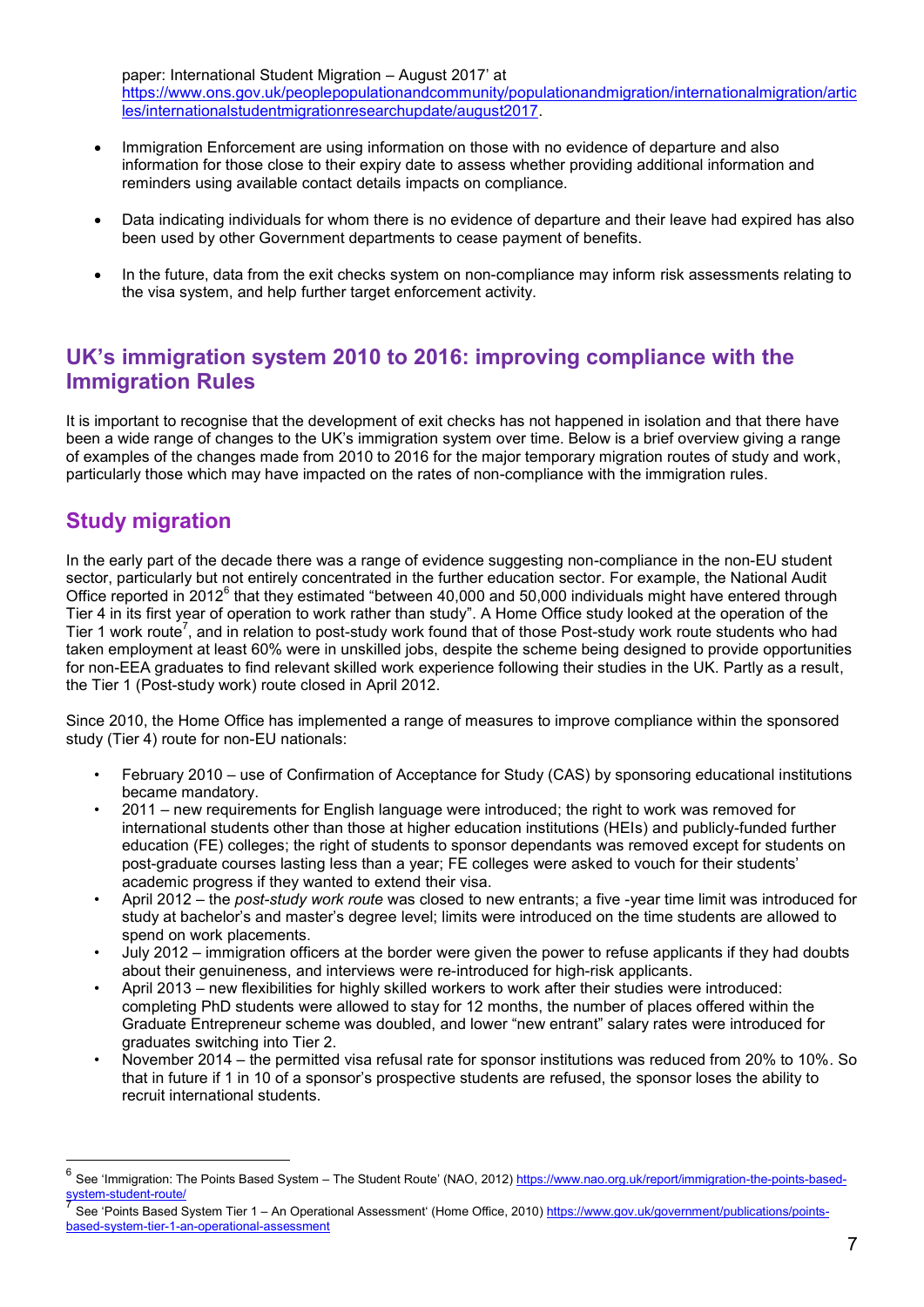paper: International Student Migration – August 2017' at https://www.ons.gov.uk/peoplepopulationandcommunity/populationandmigration/internationalmigration/articles/internationalstudentmigrationresearchupdate/august2017.

- Immigration Enforcement are using information on those with no evidence of departure and also information for those close to their expiry date to assess whether providing additional information and reminders using available contact details impacts on compliance.
- Data indicating individuals for whom there is no evidence of departure and their leave had expired has also been used by other Government departments to cease payment of benefits.
- In the future, data from the exit checks system on non-compliance may inform risk assessments relating to the visa system, and help further target enforcement activity.

## UK's immigration system 2010 to 2016: improving compliance with the Immigration Rules

It is important to recognise that the development of exit checks has not happened in isolation and that there have been a wide range of changes to the UK's immigration system over time. Below is a brief overview giving a range of examples of the changes made from 2010 to 2016 for the major temporary migration routes of study and work, particularly those which may have impacted on the rates of non-compliance with the immigration rules.

## Study migration

In the early part of the decade there was a range of evidence suggesting non-compliance in the non-EU student sector, particularly but not entirely concentrated in the further education sector. For example, the National Audit Office reported in 2012[6] that they estimated "between 40,000 and 50,000 individuals might have entered through Tier 4 in its first year of operation to work rather than study". A Home Office study looked at the operation of the Tier 1 work route[7], and in relation to post-study work found that of those Post-study work route students who had taken employment at least 60% were in unskilled jobs, despite the scheme being designed to provide opportunities for non-EEA graduates to find relevant skilled work experience following their studies in the UK. Partly as a result, the Tier 1 (Post-study work) route closed in April 2012.

Since 2010, the Home Office has implemented a range of measures to improve compliance within the sponsored study (Tier 4) route for non-EU nationals:

- February 2010 – use of Confirmation of Acceptance for Study (CAS) by sponsoring educational institutions became mandatory.
- 2011 – new requirements for English language were introduced; the right to work was removed for international students other than those at higher education institutions (HEIs) and publicly-funded further education (FE) colleges; the right of students to sponsor dependants was removed except for students on post-graduate courses lasting less than a year; FE colleges were asked to vouch for their students' academic progress if they wanted to extend their visa.
- April 2012 – the *post-study work route* was closed to new entrants; a five -year time limit was introduced for study at bachelor's and master's degree level; limits were introduced on the time students are allowed to spend on work placements.
- July 2012 – immigration officers at the border were given the power to refuse applicants if they had doubts about their genuineness, and interviews were re-introduced for high-risk applicants.
- April 2013 – new flexibilities for highly skilled workers to work after their studies were introduced: completing PhD students were allowed to stay for 12 months, the number of places offered within the Graduate Entrepreneur scheme was doubled, and lower "new entrant" salary rates were introduced for graduates switching into Tier 2.
- November 2014 – the permitted visa refusal rate for sponsor institutions was reduced from 20% to 10%. So that in future if 1 in 10 of a sponsor's prospective students are refused, the sponsor loses the ability to recruit international students.

---

[6] See 'Immigration: The Points Based System – The Student Route' (NAO, 2012) https://www.nao.org.uk/report/immigration-the-points-based-system-student-route/

[7] See 'Points Based System Tier 1 – An Operational Assessment' (Home Office, 2010) https://www.gov.uk/government/publications/points-based-system-tier-1-an-operational-assessment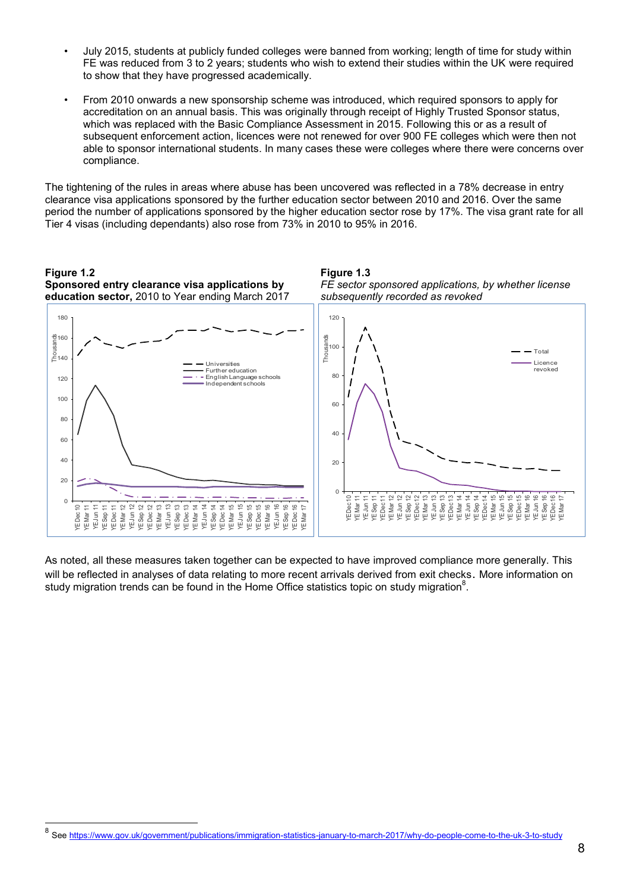- July 2015, students at publicly funded colleges were banned from working; length of time for study within FE was reduced from 3 to 2 years; students who wish to extend their studies within the UK were required to show that they have progressed academically.
- From 2010 onwards a new sponsorship scheme was introduced, which required sponsors to apply for accreditation on an annual basis. This was originally through receipt of Highly Trusted Sponsor status, which was replaced with the Basic Compliance Assessment in 2015. Following this or as a result of subsequent enforcement action, licences were not renewed for over 900 FE colleges which were then not able to sponsor international students. In many cases these were colleges where there were concerns over compliance.

The tightening of the rules in areas where abuse has been uncovered was reflected in a 78% decrease in entry clearance visa applications sponsored by the further education sector between 2010 and 2016. Over the same period the number of applications sponsored by the higher education sector rose by 17%. The visa grant rate for all Tier 4 visas (including dependants) also rose from 73% in 2010 to 95% in 2016.

**Figure 1.2**
**Sponsored entry clearance visa applications by education sector,** 2010 to Year ending March 2017

**Figure 1.3**
*FE sector sponsored applications, by whether license subsequently recorded as revoked*

As noted, all these measures taken together can be expected to have improved compliance more generally. This will be reflected in analyses of data relating to more recent arrivals derived from exit checks. More information on study migration trends can be found in the Home Office statistics topic on study migration[8].

[8] See https://www.gov.uk/government/publications/immigration-statistics-january-to-march-2017/why-do-people-come-to-the-uk-3-to-study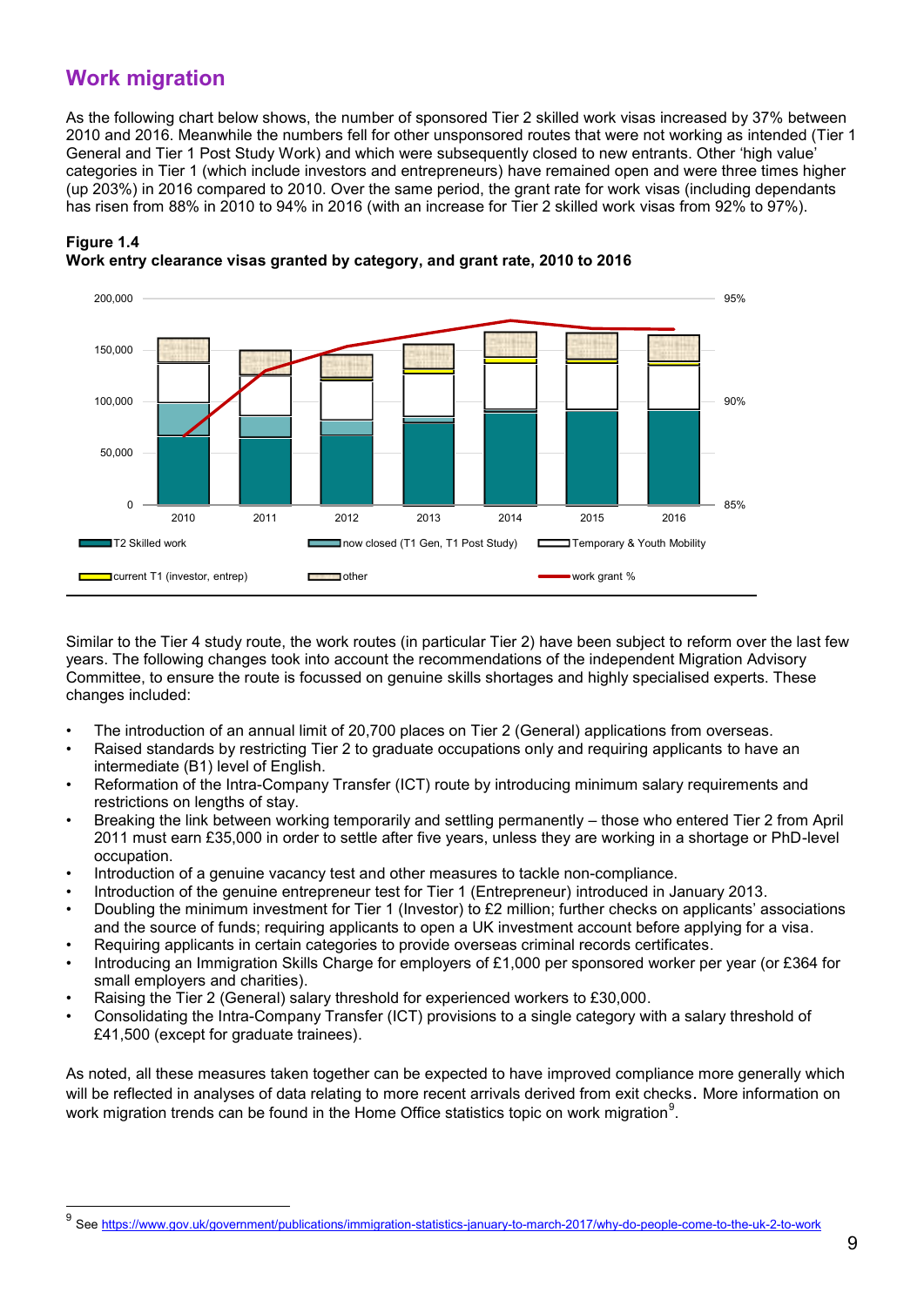## Work migration

As the following chart below shows, the number of sponsored Tier 2 skilled work visas increased by 37% between 2010 and 2016. Meanwhile the numbers fell for other unsponsored routes that were not working as intended (Tier 1 General and Tier 1 Post Study Work) and which were subsequently closed to new entrants. Other 'high value' categories in Tier 1 (which include investors and entrepreneurs) have remained open and were three times higher (up 203%) in 2016 compared to 2010. Over the same period, the grant rate for work visas (including dependants has risen from 88% in 2010 to 94% in 2016 (with an increase for Tier 2 skilled work visas from 92% to 97%).

**Figure 1.4**
**Work entry clearance visas granted by category, and grant rate, 2010 to 2016**

T2 Skilled work | now closed (T1 Gen, T1 Post Study) | Temporary & Youth Mobility | current T1 (investor, entrep) | other | work grant %

Similar to the Tier 4 study route, the work routes (in particular Tier 2) have been subject to reform over the last few years. The following changes took into account the recommendations of the independent Migration Advisory Committee, to ensure the route is focussed on genuine skills shortages and highly specialised experts. These changes included:

- The introduction of an annual limit of 20,700 places on Tier 2 (General) applications from overseas.
- Raised standards by restricting Tier 2 to graduate occupations only and requiring applicants to have an intermediate (B1) level of English.
- Reformation of the Intra-Company Transfer (ICT) route by introducing minimum salary requirements and restrictions on lengths of stay.
- Breaking the link between working temporarily and settling permanently – those who entered Tier 2 from April 2011 must earn £35,000 in order to settle after five years, unless they are working in a shortage or PhD-level occupation.
- Introduction of a genuine vacancy test and other measures to tackle non-compliance.
- Introduction of the genuine entrepreneur test for Tier 1 (Entrepreneur) introduced in January 2013.
- Doubling the minimum investment for Tier 1 (Investor) to £2 million; further checks on applicants' associations and the source of funds; requiring applicants to open a UK investment account before applying for a visa.
- Requiring applicants in certain categories to provide overseas criminal records certificates.
- Introducing an Immigration Skills Charge for employers of £1,000 per sponsored worker per year (or £364 for small employers and charities).
- Raising the Tier 2 (General) salary threshold for experienced workers to £30,000.
- Consolidating the Intra-Company Transfer (ICT) provisions to a single category with a salary threshold of £41,500 (except for graduate trainees).

As noted, all these measures taken together can be expected to have improved compliance more generally which will be reflected in analyses of data relating to more recent arrivals derived from exit checks. More information on work migration trends can be found in the Home Office statistics topic on work migration[9].

[9] See https://www.gov.uk/government/publications/immigration-statistics-january-to-march-2017/why-do-people-come-to-the-uk-2-to-work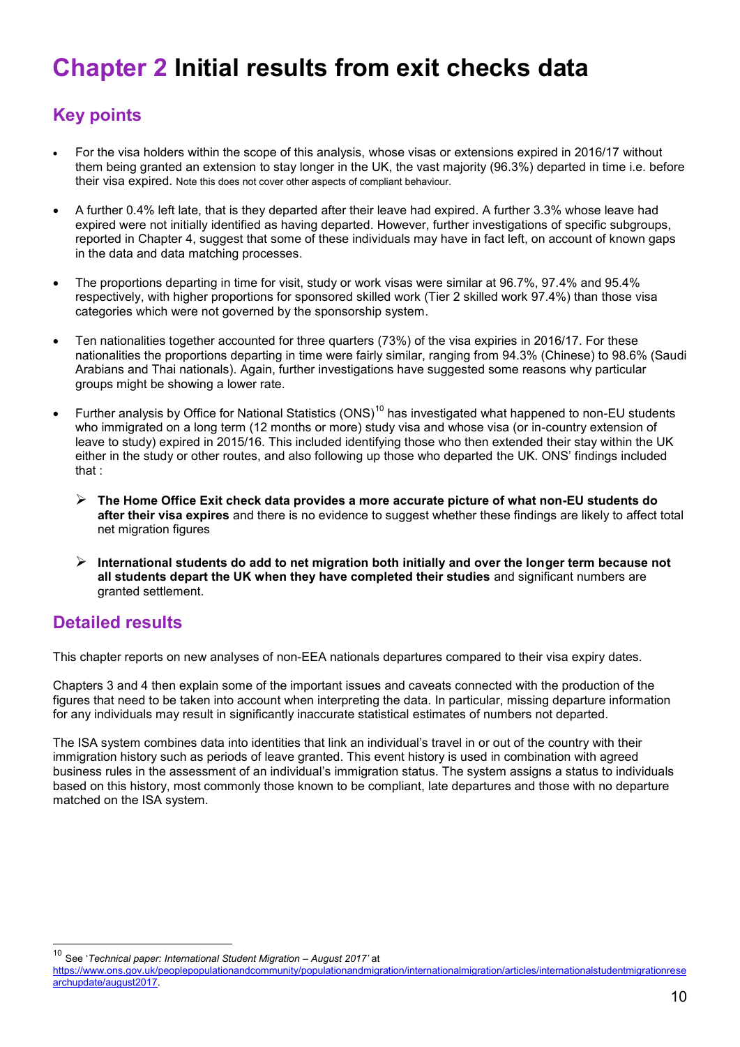# Chapter 2 Initial results from exit checks data

## Key points

- For the visa holders within the scope of this analysis, whose visas or extensions expired in 2016/17 without them being granted an extension to stay longer in the UK, the vast majority (96.3%) departed in time i.e. before their visa expired. Note this does not cover other aspects of compliant behaviour.
- A further 0.4% left late, that is they departed after their leave had expired. A further 3.3% whose leave had expired were not initially identified as having departed. However, further investigations of specific subgroups, reported in Chapter 4, suggest that some of these individuals may have in fact left, on account of known gaps in the data and data matching processes.
- The proportions departing in time for visit, study or work visas were similar at 96.7%, 97.4% and 95.4% respectively, with higher proportions for sponsored skilled work (Tier 2 skilled work 97.4%) than those visa categories which were not governed by the sponsorship system.
- Ten nationalities together accounted for three quarters (73%) of the visa expiries in 2016/17. For these nationalities the proportions departing in time were fairly similar, ranging from 94.3% (Chinese) to 98.6% (Saudi Arabians and Thai nationals). Again, further investigations have suggested some reasons why particular groups might be showing a lower rate.
- Further analysis by Office for National Statistics (ONS)[10] has investigated what happened to non-EU students who immigrated on a long term (12 months or more) study visa and whose visa (or in-country extension of leave to study) expired in 2015/16. This included identifying those who then extended their stay within the UK either in the study or other routes, and also following up those who departed the UK. ONS' findings included that :
  - **The Home Office Exit check data provides a more accurate picture of what non-EU students do after their visa expires** and there is no evidence to suggest whether these findings are likely to affect total net migration figures
  - **International students do add to net migration both initially and over the longer term because not all students depart the UK when they have completed their studies** and significant numbers are granted settlement.

## Detailed results

This chapter reports on new analyses of non-EEA nationals departures compared to their visa expiry dates.

Chapters 3 and 4 then explain some of the important issues and caveats connected with the production of the figures that need to be taken into account when interpreting the data. In particular, missing departure information for any individuals may result in significantly inaccurate statistical estimates of numbers not departed.

The ISA system combines data into identities that link an individual's travel in or out of the country with their immigration history such as periods of leave granted. This event history is used in combination with agreed business rules in the assessment of an individual's immigration status. The system assigns a status to individuals based on this history, most commonly those known to be compliant, late departures and those with no departure matched on the ISA system.

---

[10] See '*Technical paper: International Student Migration – August 2017'* at https://www.ons.gov.uk/peoplepopulationandcommunity/populationandmigration/internationalmigration/articles/internationalstudentmigrationresearchupdate/august2017.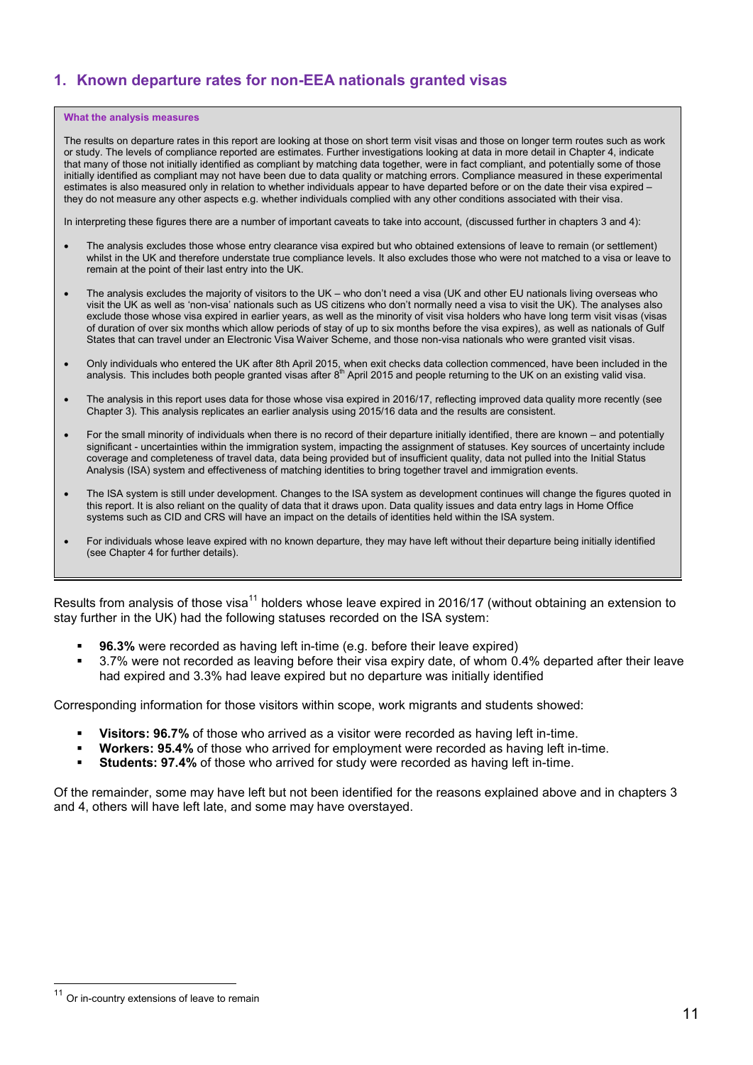## 1. Known departure rates for non-EEA nationals granted visas

**What the analysis measures**

The results on departure rates in this report are looking at those on short term visit visas and those on longer term routes such as work or study. The levels of compliance reported are estimates. Further investigations looking at data in more detail in Chapter 4, indicate that many of those not initially identified as compliant by matching data together, were in fact compliant, and potentially some of those initially identified as compliant may not have been due to data quality or matching errors. Compliance measured in these experimental estimates is also measured only in relation to whether individuals appear to have departed before or on the date their visa expired – they do not measure any other aspects e.g. whether individuals complied with any other conditions associated with their visa.

In interpreting these figures there are a number of important caveats to take into account, (discussed further in chapters 3 and 4):

- The analysis excludes those whose entry clearance visa expired but who obtained extensions of leave to remain (or settlement) whilst in the UK and therefore understate true compliance levels. It also excludes those who were not matched to a visa or leave to remain at the point of their last entry into the UK.
- The analysis excludes the majority of visitors to the UK – who don't need a visa (UK and other EU nationals living overseas who visit the UK as well as 'non-visa' nationals such as US citizens who don't normally need a visa to visit the UK). The analyses also exclude those whose visa expired in earlier years, as well as the minority of visit visa holders who have long term visit visas (visas of duration of over six months which allow periods of stay of up to six months before the visa expires), as well as nationals of Gulf States that can travel under an Electronic Visa Waiver Scheme, and those non-visa nationals who were granted visit visas.
- Only individuals who entered the UK after 8th April 2015, when exit checks data collection commenced, have been included in the analysis. This includes both people granted visas after 8th April 2015 and people returning to the UK on an existing valid visa.
- The analysis in this report uses data for those whose visa expired in 2016/17, reflecting improved data quality more recently (see Chapter 3). This analysis replicates an earlier analysis using 2015/16 data and the results are consistent.
- For the small minority of individuals when there is no record of their departure initially identified, there are known – and potentially significant - uncertainties within the immigration system, impacting the assignment of statuses. Key sources of uncertainty include coverage and completeness of travel data, data being provided but of insufficient quality, data not pulled into the Initial Status Analysis (ISA) system and effectiveness of matching identities to bring together travel and immigration events.
- The ISA system is still under development. Changes to the ISA system as development continues will change the figures quoted in this report. It is also reliant on the quality of data that it draws upon. Data quality issues and data entry lags in Home Office systems such as CID and CRS will have an impact on the details of identities held within the ISA system.
- For individuals whose leave expired with no known departure, they may have left without their departure being initially identified (see Chapter 4 for further details).

Results from analysis of those visa[11] holders whose leave expired in 2016/17 (without obtaining an extension to stay further in the UK) had the following statuses recorded on the ISA system:

- **96.3%** were recorded as having left in-time (e.g. before their leave expired)
- 3.7% were not recorded as leaving before their visa expiry date, of whom 0.4% departed after their leave had expired and 3.3% had leave expired but no departure was initially identified

Corresponding information for those visitors within scope, work migrants and students showed:

- **Visitors: 96.7%** of those who arrived as a visitor were recorded as having left in-time.
- **Workers: 95.4%** of those who arrived for employment were recorded as having left in-time.
- **Students: 97.4%** of those who arrived for study were recorded as having left in-time.

Of the remainder, some may have left but not been identified for the reasons explained above and in chapters 3 and 4, others will have left late, and some may have overstayed.

[11] Or in-country extensions of leave to remain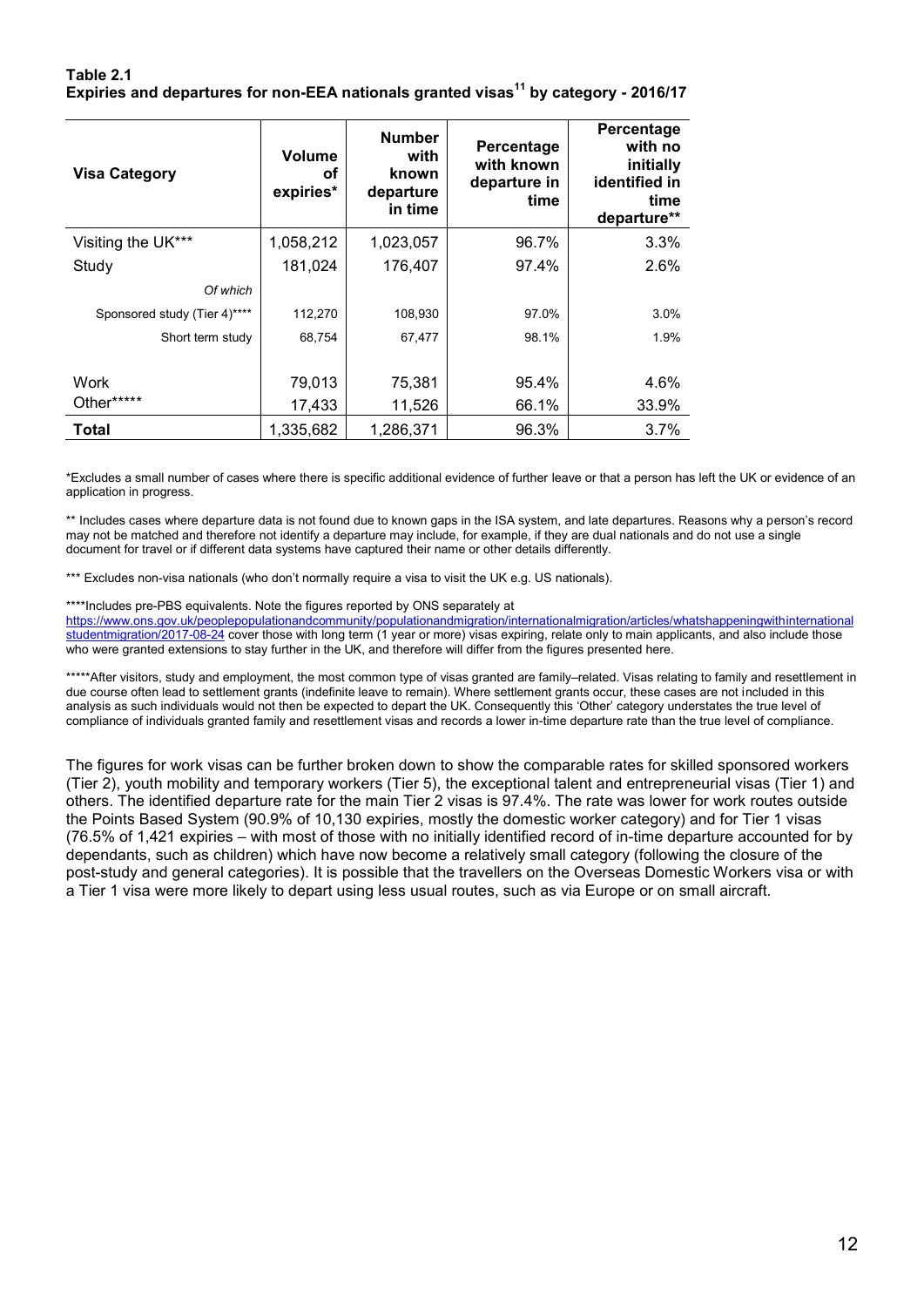**Table 2.1**
**Expiries and departures for non-EEA nationals granted visas[11] by category - 2016/17**

| Visa Category | Volume of expiries* | Number with known departure in time | Percentage with known departure in time | Percentage with no initially identified in time departure** |
|---|---|---|---|---|
| Visiting the UK*** | 1,058,212 | 1,023,057 | 96.7% | 3.3% |
| Study | 181,024 | 176,407 | 97.4% | 2.6% |
| *Of which* | | | | |
| Sponsored study (Tier 4)**** | 112,270 | 108,930 | 97.0% | 3.0% |
| Short term study | 68,754 | 67,477 | 98.1% | 1.9% |
| Work | 79,013 | 75,381 | 95.4% | 4.6% |
| Other***** | 17,433 | 11,526 | 66.1% | 33.9% |
| **Total** | 1,335,682 | 1,286,371 | 96.3% | 3.7% |

*Excludes a small number of cases where there is specific additional evidence of further leave or that a person has left the UK or evidence of an application in progress.

** Includes cases where departure data is not found due to known gaps in the ISA system, and late departures. Reasons why a person's record may not be matched and therefore not identify a departure may include, for example, if they are dual nationals and do not use a single document for travel or if different data systems have captured their name or other details differently.

*** Excludes non-visa nationals (who don't normally require a visa to visit the UK e.g. US nationals).

****Includes pre-PBS equivalents. Note the figures reported by ONS separately at https://www.ons.gov.uk/peoplepopulationandcommunity/populationandmigration/internationalmigration/articles/whatshappeningwithinternationalstudentmigration/2017-08-24 cover those with long term (1 year or more) visas expiring, relate only to main applicants, and also include those who were granted extensions to stay further in the UK, and therefore will differ from the figures presented here.

*****After visitors, study and employment, the most common type of visas granted are family–related. Visas relating to family and resettlement in due course often lead to settlement grants (indefinite leave to remain). Where settlement grants occur, these cases are not included in this analysis as such individuals would not then be expected to depart the UK. Consequently this 'Other' category understates the true level of compliance of individuals granted family and resettlement visas and records a lower in-time departure rate than the true level of compliance.

The figures for work visas can be further broken down to show the comparable rates for skilled sponsored workers (Tier 2), youth mobility and temporary workers (Tier 5), the exceptional talent and entrepreneurial visas (Tier 1) and others. The identified departure rate for the main Tier 2 visas is 97.4%. The rate was lower for work routes outside the Points Based System (90.9% of 10,130 expiries, mostly the domestic worker category) and for Tier 1 visas (76.5% of 1,421 expiries – with most of those with no initially identified record of in-time departure accounted for by dependants, such as children) which have now become a relatively small category (following the closure of the post-study and general categories). It is possible that the travellers on the Overseas Domestic Workers visa or with a Tier 1 visa were more likely to depart using less usual routes, such as via Europe or on small aircraft.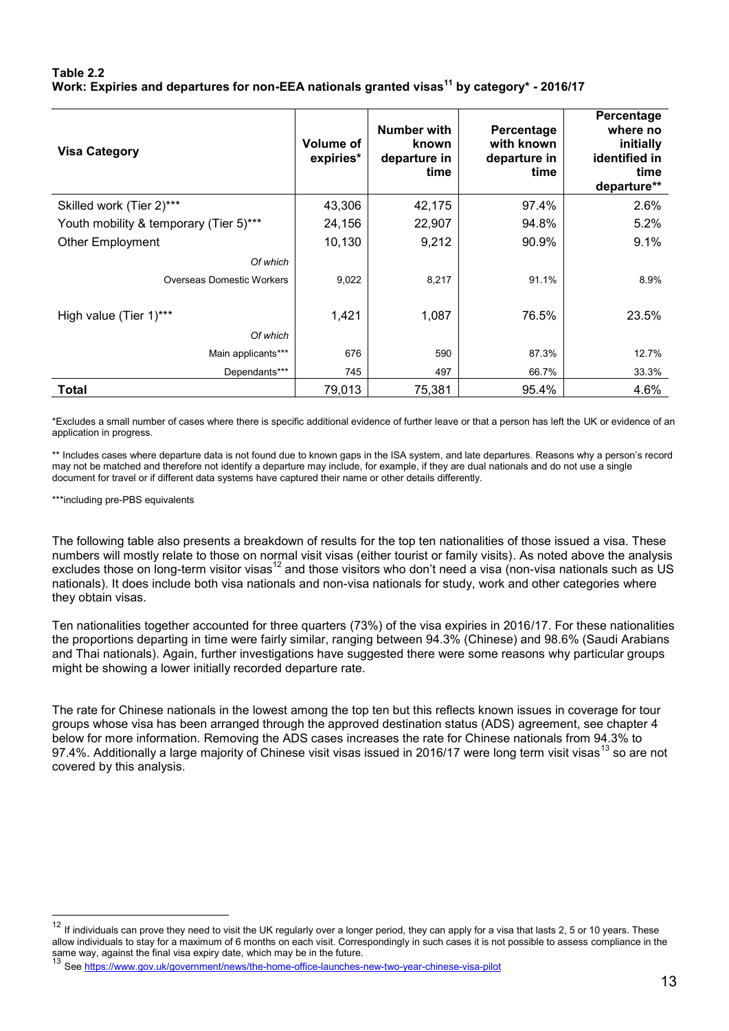**Table 2.2**
**Work: Expiries and departures for non-EEA nationals granted visas[11] by category* - 2016/17**

| Visa Category | Volume of expiries* | Number with known departure in time | Percentage with known departure in time | Percentage where no initially identified in time departure** |
|---|---|---|---|---|
| Skilled work (Tier 2)*** | 43,306 | 42,175 | 97.4% | 2.6% |
| Youth mobility & temporary (Tier 5)*** | 24,156 | 22,907 | 94.8% | 5.2% |
| Other Employment | 10,130 | 9,212 | 90.9% | 9.1% |
| *Of which* | | | | |
| Overseas Domestic Workers | 9,022 | 8,217 | 91.1% | 8.9% |
| High value (Tier 1)*** | 1,421 | 1,087 | 76.5% | 23.5% |
| *Of which* | | | | |
| Main applicants*** | 676 | 590 | 87.3% | 12.7% |
| Dependants*** | 745 | 497 | 66.7% | 33.3% |
| **Total** | 79,013 | 75,381 | 95.4% | 4.6% |

*Excludes a small number of cases where there is specific additional evidence of further leave or that a person has left the UK or evidence of an application in progress.

** Includes cases where departure data is not found due to known gaps in the ISA system, and late departures. Reasons why a person's record may not be matched and therefore not identify a departure may include, for example, if they are dual nationals and do not use a single document for travel or if different data systems have captured their name or other details differently.

***including pre-PBS equivalents

The following table also presents a breakdown of results for the top ten nationalities of those issued a visa. These numbers will mostly relate to those on normal visit visas (either tourist or family visits). As noted above the analysis excludes those on long-term visitor visas[12] and those visitors who don't need a visa (non-visa nationals such as US nationals). It does include both visa nationals and non-visa nationals for study, work and other categories where they obtain visas.

Ten nationalities together accounted for three quarters (73%) of the visa expiries in 2016/17. For these nationalities the proportions departing in time were fairly similar, ranging between 94.3% (Chinese) and 98.6% (Saudi Arabians and Thai nationals). Again, further investigations have suggested there were some reasons why particular groups might be showing a lower initially recorded departure rate.

The rate for Chinese nationals in the lowest among the top ten but this reflects known issues in coverage for tour groups whose visa has been arranged through the approved destination status (ADS) agreement, see chapter 4 below for more information. Removing the ADS cases increases the rate for Chinese nationals from 94.3% to 97.4%. Additionally a large majority of Chinese visit visas issued in 2016/17 were long term visit visas[13] so are not covered by this analysis.

---

[12] If individuals can prove they need to visit the UK regularly over a longer period, they can apply for a visa that lasts 2, 5 or 10 years. These allow individuals to stay for a maximum of 6 months on each visit. Correspondingly in such cases it is not possible to assess compliance in the same way, against the final visa expiry date, which may be in the future.

[13] See https://www.gov.uk/government/news/the-home-office-launches-new-two-year-chinese-visa-pilot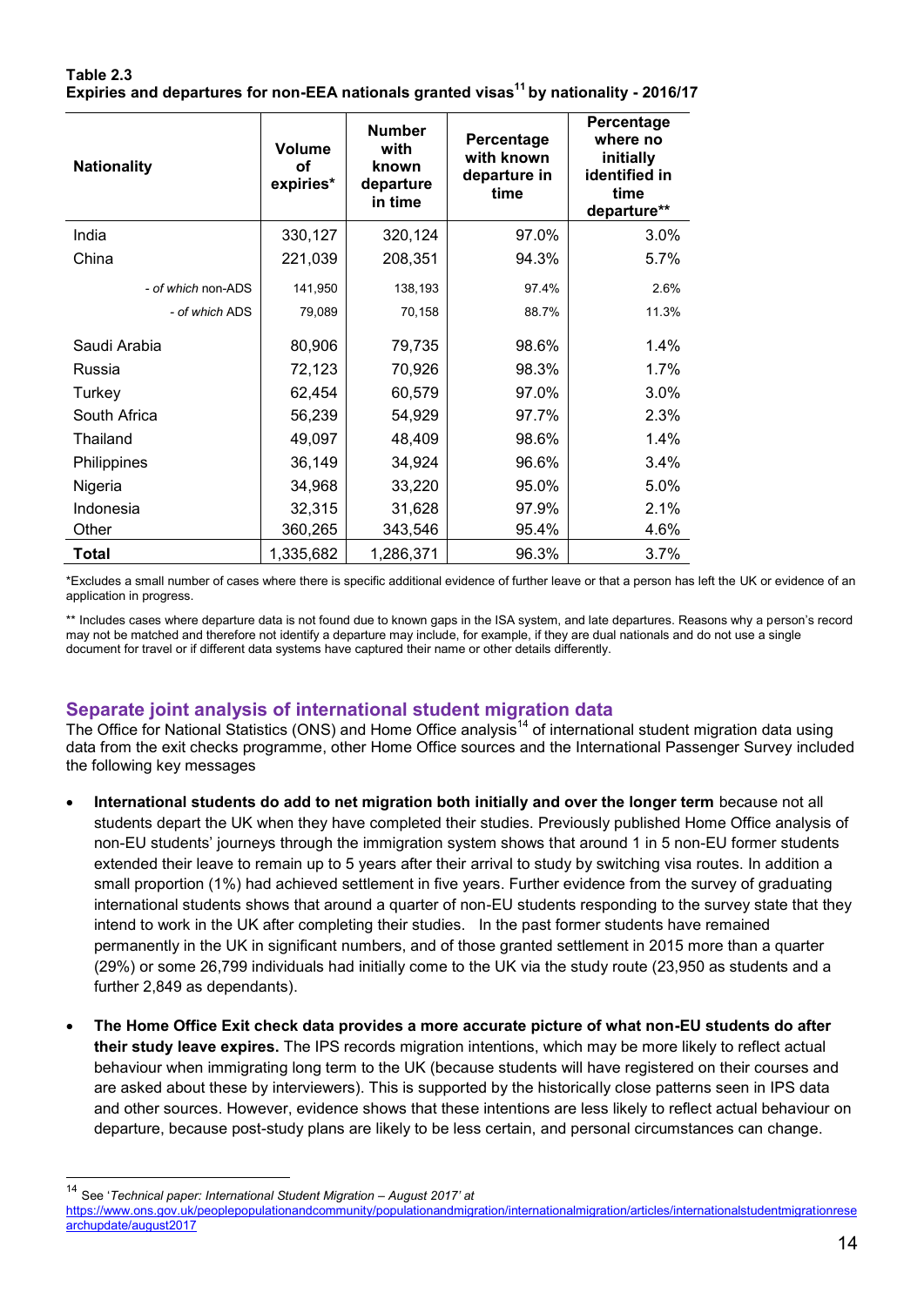**Table 2.3**
**Expiries and departures for non-EEA nationals granted visas[11] by nationality - 2016/17**

| Nationality | Volume of expiries* | Number with known departure in time | Percentage with known departure in time | Percentage where no initially identified in time departure** |
|---|---|---|---|---|
| India | 330,127 | 320,124 | 97.0% | 3.0% |
| China | 221,039 | 208,351 | 94.3% | 5.7% |
| *- of which* non-ADS | 141,950 | 138,193 | 97.4% | 2.6% |
| *- of which* ADS | 79,089 | 70,158 | 88.7% | 11.3% |
| Saudi Arabia | 80,906 | 79,735 | 98.6% | 1.4% |
| Russia | 72,123 | 70,926 | 98.3% | 1.7% |
| Turkey | 62,454 | 60,579 | 97.0% | 3.0% |
| South Africa | 56,239 | 54,929 | 97.7% | 2.3% |
| Thailand | 49,097 | 48,409 | 98.6% | 1.4% |
| Philippines | 36,149 | 34,924 | 96.6% | 3.4% |
| Nigeria | 34,968 | 33,220 | 95.0% | 5.0% |
| Indonesia | 32,315 | 31,628 | 97.9% | 2.1% |
| Other | 360,265 | 343,546 | 95.4% | 4.6% |
| **Total** | 1,335,682 | 1,286,371 | 96.3% | 3.7% |

*Excludes a small number of cases where there is specific additional evidence of further leave or that a person has left the UK or evidence of an application in progress.

** Includes cases where departure data is not found due to known gaps in the ISA system, and late departures. Reasons why a person's record may not be matched and therefore not identify a departure may include, for example, if they are dual nationals and do not use a single document for travel or if different data systems have captured their name or other details differently.

## Separate joint analysis of international student migration data

The Office for National Statistics (ONS) and Home Office analysis[14] of international student migration data using data from the exit checks programme, other Home Office sources and the International Passenger Survey included the following key messages

- **International students do add to net migration both initially and over the longer term** because not all students depart the UK when they have completed their studies. Previously published Home Office analysis of non-EU students' journeys through the immigration system shows that around 1 in 5 non-EU former students extended their leave to remain up to 5 years after their arrival to study by switching visa routes. In addition a small proportion (1%) had achieved settlement in five years. Further evidence from the survey of graduating international students shows that around a quarter of non-EU students responding to the survey state that they intend to work in the UK after completing their studies. In the past former students have remained permanently in the UK in significant numbers, and of those granted settlement in 2015 more than a quarter (29%) or some 26,799 individuals had initially come to the UK via the study route (23,950 as students and a further 2,849 as dependants).

- **The Home Office Exit check data provides a more accurate picture of what non-EU students do after their study leave expires.** The IPS records migration intentions, which may be more likely to reflect actual behaviour when immigrating long term to the UK (because students will have registered on their courses and are asked about these by interviewers). This is supported by the historically close patterns seen in IPS data and other sources. However, evidence shows that these intentions are less likely to reflect actual behaviour on departure, because post-study plans are likely to be less certain, and personal circumstances can change.

[14] See '*Technical paper: International Student Migration – August 2017*' at https://www.ons.gov.uk/peoplepopulationandcommunity/populationandmigration/internationalmigration/articles/internationalstudentmigrationresearchupdate/august2017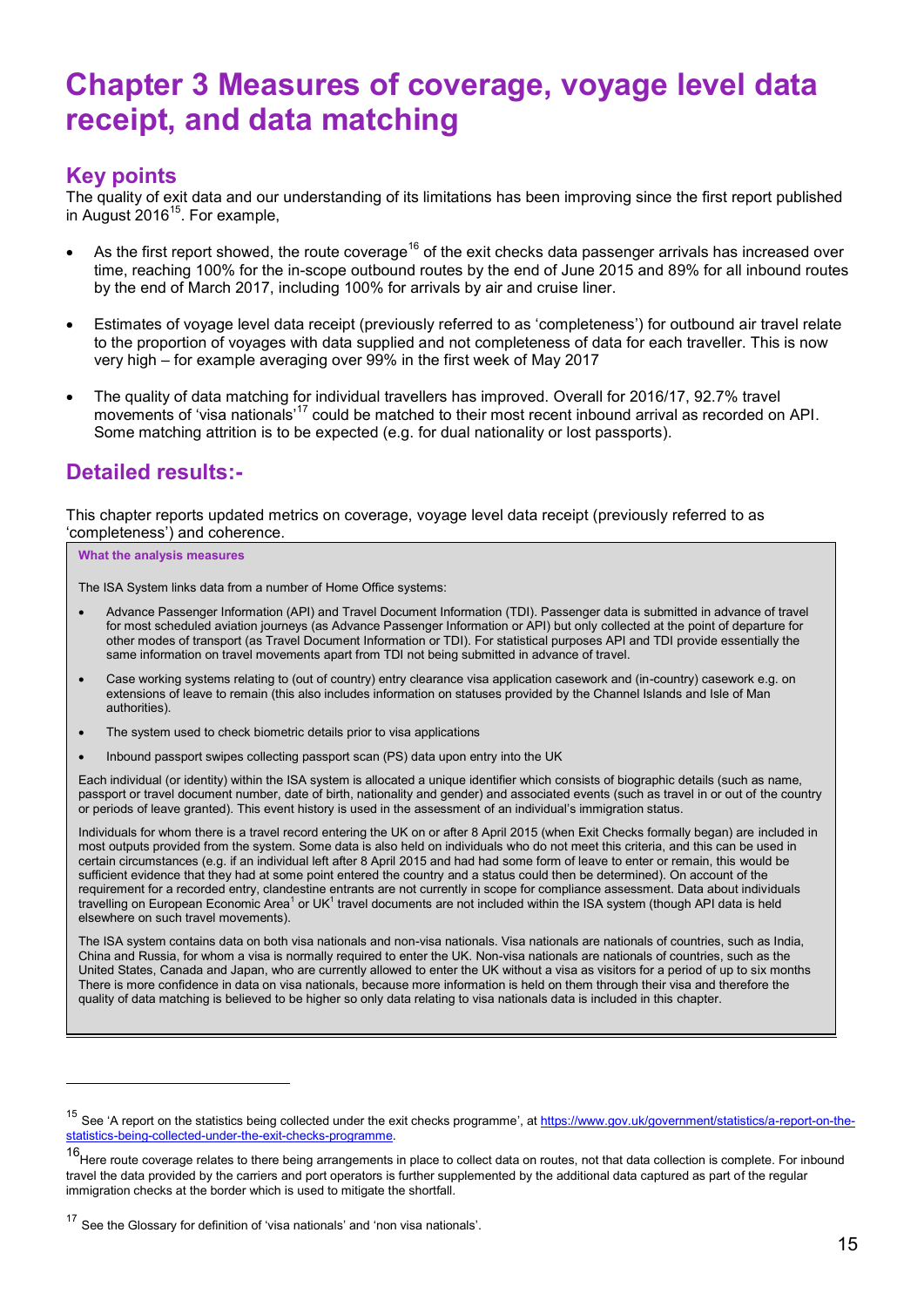# Chapter 3 Measures of coverage, voyage level data receipt, and data matching

## Key points

The quality of exit data and our understanding of its limitations has been improving since the first report published in August 2016[15]. For example,

- As the first report showed, the route coverage[16] of the exit checks data passenger arrivals has increased over time, reaching 100% for the in-scope outbound routes by the end of June 2015 and 89% for all inbound routes by the end of March 2017, including 100% for arrivals by air and cruise liner.

- Estimates of voyage level data receipt (previously referred to as 'completeness') for outbound air travel relate to the proportion of voyages with data supplied and not completeness of data for each traveller. This is now very high – for example averaging over 99% in the first week of May 2017

- The quality of data matching for individual travellers has improved. Overall for 2016/17, 92.7% travel movements of 'visa nationals'[17] could be matched to their most recent inbound arrival as recorded on API. Some matching attrition is to be expected (e.g. for dual nationality or lost passports).

## Detailed results:-

This chapter reports updated metrics on coverage, voyage level data receipt (previously referred to as 'completeness') and coherence.

**What the analysis measures**

The ISA System links data from a number of Home Office systems:

- Advance Passenger Information (API) and Travel Document Information (TDI). Passenger data is submitted in advance of travel for most scheduled aviation journeys (as Advance Passenger Information or API) but only collected at the point of departure for other modes of transport (as Travel Document Information or TDI). For statistical purposes API and TDI provide essentially the same information on travel movements apart from TDI not being submitted in advance of travel.
- Case working systems relating to (out of country) entry clearance visa application casework and (in-country) casework e.g. on extensions of leave to remain (this also includes information on statuses provided by the Channel Islands and Isle of Man authorities).
- The system used to check biometric details prior to visa applications
- Inbound passport swipes collecting passport scan (PS) data upon entry into the UK

Each individual (or identity) within the ISA system is allocated a unique identifier which consists of biographic details (such as name, passport or travel document number, date of birth, nationality and gender) and associated events (such as travel in or out of the country or periods of leave granted). This event history is used in the assessment of an individual's immigration status.

Individuals for whom there is a travel record entering the UK on or after 8 April 2015 (when Exit Checks formally began) are included in most outputs provided from the system. Some data is also held on individuals who do not meet this criteria, and this can be used in certain circumstances (e.g. if an individual left after 8 April 2015 and had had some form of leave to enter or remain, this would be sufficient evidence that they had at some point entered the country and a status could then be determined). On account of the requirement for a recorded entry, clandestine entrants are not currently in scope for compliance assessment. Data about individuals travelling on European Economic Area[1] or UK[1] travel documents are not included within the ISA system (though API data is held elsewhere on such travel movements).

The ISA system contains data on both visa nationals and non-visa nationals. Visa nationals are nationals of countries, such as India, China and Russia, for whom a visa is normally required to enter the UK. Non-visa nationals are nationals of countries, such as the United States, Canada and Japan, who are currently allowed to enter the UK without a visa as visitors for a period of up to six months There is more confidence in data on visa nationals, because more information is held on them through their visa and therefore the quality of data matching is believed to be higher so only data relating to visa nationals data is included in this chapter.

---

[15] See 'A report on the statistics being collected under the exit checks programme', at https://www.gov.uk/government/statistics/a-report-on-the-statistics-being-collected-under-the-exit-checks-programme.

[16] Here route coverage relates to there being arrangements in place to collect data on routes, not that data collection is complete. For inbound travel the data provided by the carriers and port operators is further supplemented by the additional data captured as part of the regular immigration checks at the border which is used to mitigate the shortfall.

[17] See the Glossary for definition of 'visa nationals' and 'non visa nationals'.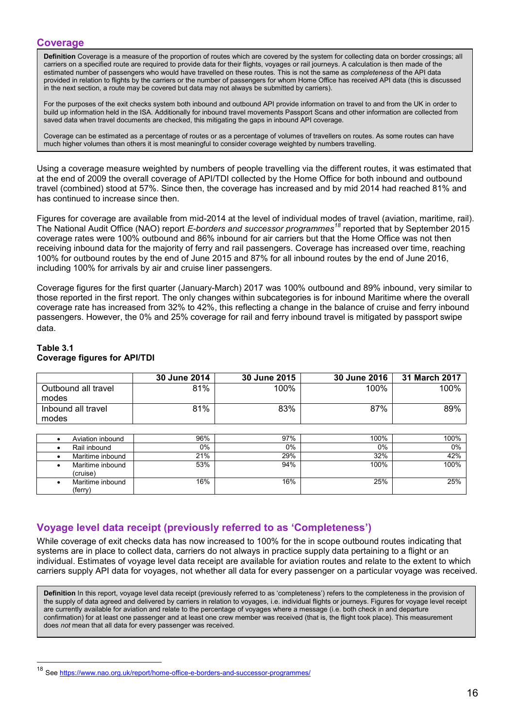## Coverage

> **Definition** Coverage is a measure of the proportion of routes which are covered by the system for collecting data on border crossings; all carriers on a specified route are required to provide data for their flights, voyages or rail journeys. A calculation is then made of the estimated number of passengers who would have travelled on these routes. This is not the same as *completeness* of the API data provided in relation to flights by the carriers or the number of passengers for whom Home Office has received API data (this is discussed in the next section, a route may be covered but data may not always be submitted by carriers).
>
> For the purposes of the exit checks system both inbound and outbound API provide information on travel to and from the UK in order to build up information held in the ISA. Additionally for inbound travel movements Passport Scans and other information are collected from saved data when travel documents are checked, this mitigating the gaps in inbound API coverage.
>
> Coverage can be estimated as a percentage of routes or as a percentage of volumes of travellers on routes. As some routes can have much higher volumes than others it is most meaningful to consider coverage weighted by numbers travelling.

Using a coverage measure weighted by numbers of people travelling via the different routes, it was estimated that at the end of 2009 the overall coverage of API/TDI collected by the Home Office for both inbound and outbound travel (combined) stood at 57%. Since then, the coverage has increased and by mid 2014 had reached 81% and has continued to increase since then.

Figures for coverage are available from mid-2014 at the level of individual modes of travel (aviation, maritime, rail). The National Audit Office (NAO) report *E-borders and successor programmes*[18] reported that by September 2015 coverage rates were 100% outbound and 86% inbound for air carriers but that the Home Office was not then receiving inbound data for the majority of ferry and rail passengers. Coverage has increased over time, reaching 100% for outbound routes by the end of June 2015 and 87% for all inbound routes by the end of June 2016, including 100% for arrivals by air and cruise liner passengers.

Coverage figures for the first quarter (January-March) 2017 was 100% outbound and 89% inbound, very similar to those reported in the first report. The only changes within subcategories is for inbound Maritime where the overall coverage rate has increased from 32% to 42%, this reflecting a change in the balance of cruise and ferry inbound passengers. However, the 0% and 25% coverage for rail and ferry inbound travel is mitigated by passport swipe data.

**Table 3.1**
**Coverage figures for API/TDI**

| | 30 June 2014 | 30 June 2015 | 30 June 2016 | 31 March 2017 |
|---|---|---|---|---|
| Outbound all travel modes | 81% | 100% | 100% | 100% |
| Inbound all travel modes | 81% | 83% | 87% | 89% |
| • Aviation inbound | 96% | 97% | 100% | 100% |
| • Rail inbound | 0% | 0% | 0% | 0% |
| • Maritime inbound | 21% | 29% | 32% | 42% |
| • Maritime inbound (cruise) | 53% | 94% | 100% | 100% |
| • Maritime inbound (ferry) | 16% | 16% | 25% | 25% |

## Voyage level data receipt (previously referred to as 'Completeness')

While coverage of exit checks data has now increased to 100% for the in scope outbound routes indicating that systems are in place to collect data, carriers do not always in practice supply data pertaining to a flight or an individual. Estimates of voyage level data receipt are available for aviation routes and relate to the extent to which carriers supply API data for voyages, not whether all data for every passenger on a particular voyage was received.

> **Definition** In this report, voyage level data receipt (previously referred to as 'completeness') refers to the completeness in the provision of the supply of data agreed and delivered by carriers in relation to voyages, i.e. individual flights or journeys. Figures for voyage level receipt are currently available for aviation and relate to the percentage of voyages where a message (i.e. both check in and departure confirmation) for at least one passenger and at least one crew member was received (that is, the flight took place). This measurement does *not* mean that all data for every passenger was received.

[18] See https://www.nao.org.uk/report/home-office-e-borders-and-successor-programmes/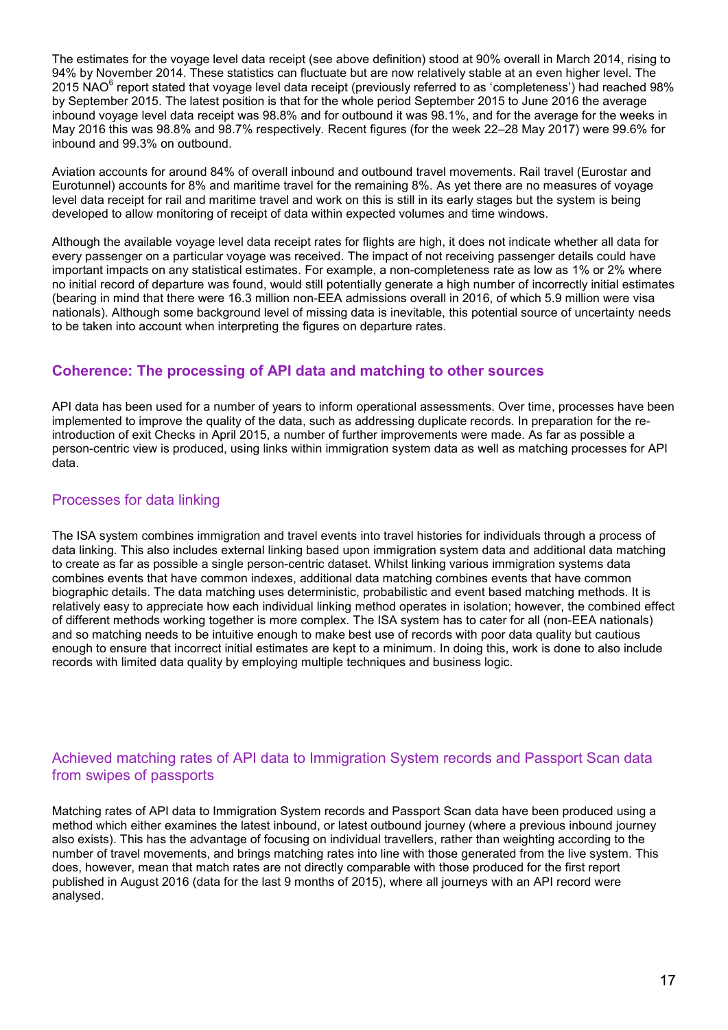The estimates for the voyage level data receipt (see above definition) stood at 90% overall in March 2014, rising to 94% by November 2014. These statistics can fluctuate but are now relatively stable at an even higher level. The 2015 NAO[6] report stated that voyage level data receipt (previously referred to as 'completeness') had reached 98% by September 2015. The latest position is that for the whole period September 2015 to June 2016 the average inbound voyage level data receipt was 98.8% and for outbound it was 98.1%, and for the average for the weeks in May 2016 this was 98.8% and 98.7% respectively. Recent figures (for the week 22–28 May 2017) were 99.6% for inbound and 99.3% on outbound.

Aviation accounts for around 84% of overall inbound and outbound travel movements. Rail travel (Eurostar and Eurotunnel) accounts for 8% and maritime travel for the remaining 8%. As yet there are no measures of voyage level data receipt for rail and maritime travel and work on this is still in its early stages but the system is being developed to allow monitoring of receipt of data within expected volumes and time windows.

Although the available voyage level data receipt rates for flights are high, it does not indicate whether all data for every passenger on a particular voyage was received. The impact of not receiving passenger details could have important impacts on any statistical estimates. For example, a non-completeness rate as low as 1% or 2% where no initial record of departure was found, would still potentially generate a high number of incorrectly initial estimates (bearing in mind that there were 16.3 million non-EEA admissions overall in 2016, of which 5.9 million were visa nationals). Although some background level of missing data is inevitable, this potential source of uncertainty needs to be taken into account when interpreting the figures on departure rates.

## Coherence: The processing of API data and matching to other sources

API data has been used for a number of years to inform operational assessments. Over time, processes have been implemented to improve the quality of the data, such as addressing duplicate records. In preparation for the re-introduction of exit Checks in April 2015, a number of further improvements were made. As far as possible a person-centric view is produced, using links within immigration system data as well as matching processes for API data.

### Processes for data linking

The ISA system combines immigration and travel events into travel histories for individuals through a process of data linking. This also includes external linking based upon immigration system data and additional data matching to create as far as possible a single person-centric dataset. Whilst linking various immigration systems data combines events that have common indexes, additional data matching combines events that have common biographic details. The data matching uses deterministic, probabilistic and event based matching methods. It is relatively easy to appreciate how each individual linking method operates in isolation; however, the combined effect of different methods working together is more complex. The ISA system has to cater for all (non-EEA nationals) and so matching needs to be intuitive enough to make best use of records with poor data quality but cautious enough to ensure that incorrect initial estimates are kept to a minimum. In doing this, work is done to also include records with limited data quality by employing multiple techniques and business logic.

### Achieved matching rates of API data to Immigration System records and Passport Scan data from swipes of passports

Matching rates of API data to Immigration System records and Passport Scan data have been produced using a method which either examines the latest inbound, or latest outbound journey (where a previous inbound journey also exists). This has the advantage of focusing on individual travellers, rather than weighting according to the number of travel movements, and brings matching rates into line with those generated from the live system. This does, however, mean that match rates are not directly comparable with those produced for the first report published in August 2016 (data for the last 9 months of 2015), where all journeys with an API record were analysed.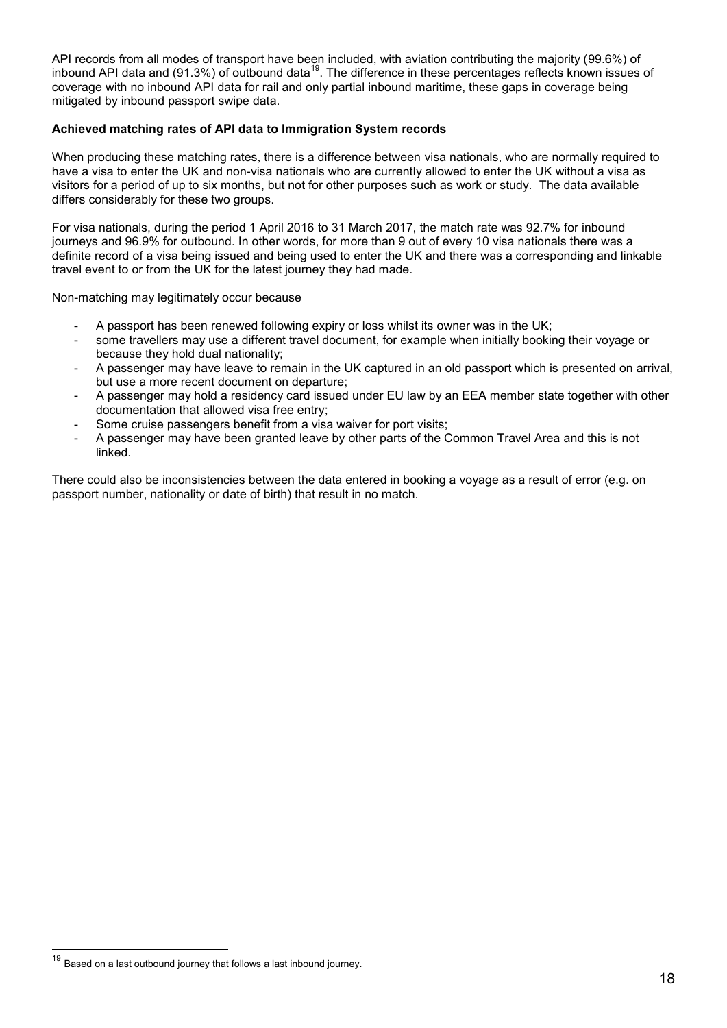API records from all modes of transport have been included, with aviation contributing the majority (99.6%) of inbound API data and (91.3%) of outbound data[19]. The difference in these percentages reflects known issues of coverage with no inbound API data for rail and only partial inbound maritime, these gaps in coverage being mitigated by inbound passport swipe data.

**Achieved matching rates of API data to Immigration System records**

When producing these matching rates, there is a difference between visa nationals, who are normally required to have a visa to enter the UK and non-visa nationals who are currently allowed to enter the UK without a visa as visitors for a period of up to six months, but not for other purposes such as work or study. The data available differs considerably for these two groups.

For visa nationals, during the period 1 April 2016 to 31 March 2017, the match rate was 92.7% for inbound journeys and 96.9% for outbound. In other words, for more than 9 out of every 10 visa nationals there was a definite record of a visa being issued and being used to enter the UK and there was a corresponding and linkable travel event to or from the UK for the latest journey they had made.

Non-matching may legitimately occur because

- A passport has been renewed following expiry or loss whilst its owner was in the UK;
- some travellers may use a different travel document, for example when initially booking their voyage or because they hold dual nationality;
- A passenger may have leave to remain in the UK captured in an old passport which is presented on arrival, but use a more recent document on departure;
- A passenger may hold a residency card issued under EU law by an EEA member state together with other documentation that allowed visa free entry;
- Some cruise passengers benefit from a visa waiver for port visits;
- A passenger may have been granted leave by other parts of the Common Travel Area and this is not linked.

There could also be inconsistencies between the data entered in booking a voyage as a result of error (e.g. on passport number, nationality or date of birth) that result in no match.

[19] Based on a last outbound journey that follows a last inbound journey.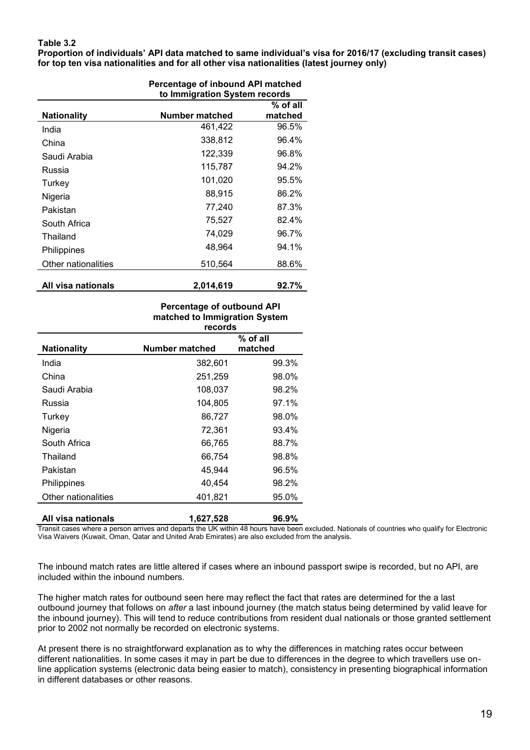**Table 3.2**
**Proportion of individuals' API data matched to same individual's visa for 2016/17 (excluding transit cases) for top ten visa nationalities and for all other visa nationalities (latest journey only)**

| | Percentage of inbound API matched to Immigration System records | |
|---|---|---|
| **Nationality** | **Number matched** | **% of all matched** |
| India | 461,422 | 96.5% |
| China | 338,812 | 96.4% |
| Saudi Arabia | 122,339 | 96.8% |
| Russia | 115,787 | 94.2% |
| Turkey | 101,020 | 95.5% |
| Nigeria | 88,915 | 86.2% |
| Pakistan | 77,240 | 87.3% |
| South Africa | 75,527 | 82.4% |
| Thailand | 74,029 | 96.7% |
| Philippines | 48,964 | 94.1% |
| Other nationalities | 510,564 | 88.6% |
| **All visa nationals** | **2,014,619** | **92.7%** |

| | Percentage of outbound API matched to Immigration System records | |
|---|---|---|
| **Nationality** | **Number matched** | **% of all matched** |
| India | 382,601 | 99.3% |
| China | 251,259 | 98.0% |
| Saudi Arabia | 108,037 | 98.2% |
| Russia | 104,805 | 97.1% |
| Turkey | 86,727 | 98.0% |
| Nigeria | 72,361 | 93.4% |
| South Africa | 66,765 | 88.7% |
| Thailand | 66,754 | 98.8% |
| Pakistan | 45,944 | 96.5% |
| Philippines | 40,454 | 98.2% |
| Other nationalities | 401,821 | 95.0% |
| **All visa nationals** | **1,627,528** | **96.9%** |

Transit cases where a person arrives and departs the UK within 48 hours have been excluded. Nationals of countries who qualify for Electronic Visa Waivers (Kuwait, Oman, Qatar and United Arab Emirates) are also excluded from the analysis.

The inbound match rates are little altered if cases where an inbound passport swipe is recorded, but no API, are included within the inbound numbers.

The higher match rates for outbound seen here may reflect the fact that rates are determined for the a last outbound journey that follows on *after* a last inbound journey (the match status being determined by valid leave for the inbound journey). This will tend to reduce contributions from resident dual nationals or those granted settlement prior to 2002 not normally be recorded on electronic systems.

At present there is no straightforward explanation as to why the differences in matching rates occur between different nationalities. In some cases it may in part be due to differences in the degree to which travellers use on-line application systems (electronic data being easier to match), consistency in presenting biographical information in different databases or other reasons.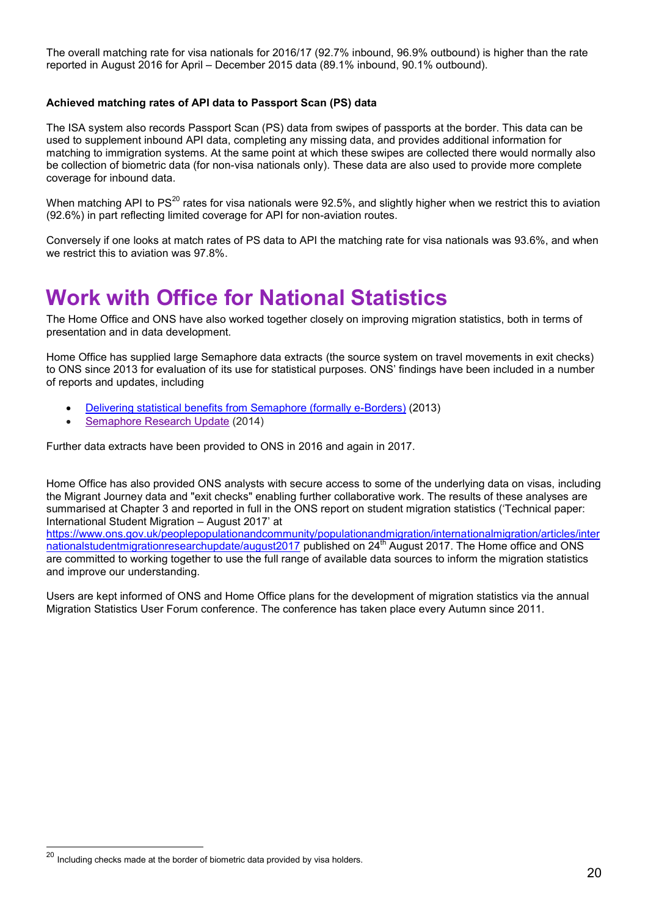The overall matching rate for visa nationals for 2016/17 (92.7% inbound, 96.9% outbound) is higher than the rate reported in August 2016 for April – December 2015 data (89.1% inbound, 90.1% outbound).

**Achieved matching rates of API data to Passport Scan (PS) data**

The ISA system also records Passport Scan (PS) data from swipes of passports at the border. This data can be used to supplement inbound API data, completing any missing data, and provides additional information for matching to immigration systems. At the same point at which these swipes are collected there would normally also be collection of biometric data (for non-visa nationals only). These data are also used to provide more complete coverage for inbound data.

When matching API to PS[20] rates for visa nationals were 92.5%, and slightly higher when we restrict this to aviation (92.6%) in part reflecting limited coverage for API for non-aviation routes.

Conversely if one looks at match rates of PS data to API the matching rate for visa nationals was 93.6%, and when we restrict this to aviation was 97.8%.

# Work with Office for National Statistics

The Home Office and ONS have also worked together closely on improving migration statistics, both in terms of presentation and in data development.

Home Office has supplied large Semaphore data extracts (the source system on travel movements in exit checks) to ONS since 2013 for evaluation of its use for statistical purposes. ONS' findings have been included in a number of reports and updates, including

- Delivering statistical benefits from Semaphore (formally e-Borders) (2013)
- Semaphore Research Update (2014)

Further data extracts have been provided to ONS in 2016 and again in 2017.

Home Office has also provided ONS analysts with secure access to some of the underlying data on visas, including the Migrant Journey data and "exit checks" enabling further collaborative work. The results of these analyses are summarised at Chapter 3 and reported in full in the ONS report on student migration statistics ('Technical paper: International Student Migration – August 2017' at https://www.ons.gov.uk/peoplepopulationandcommunity/populationandmigration/internationalmigration/articles/internationalstudentmigrationresearchupdate/august2017 published on 24th August 2017. The Home office and ONS are committed to working together to use the full range of available data sources to inform the migration statistics and improve our understanding.

Users are kept informed of ONS and Home Office plans for the development of migration statistics via the annual Migration Statistics User Forum conference. The conference has taken place every Autumn since 2011.

[20] Including checks made at the border of biometric data provided by visa holders.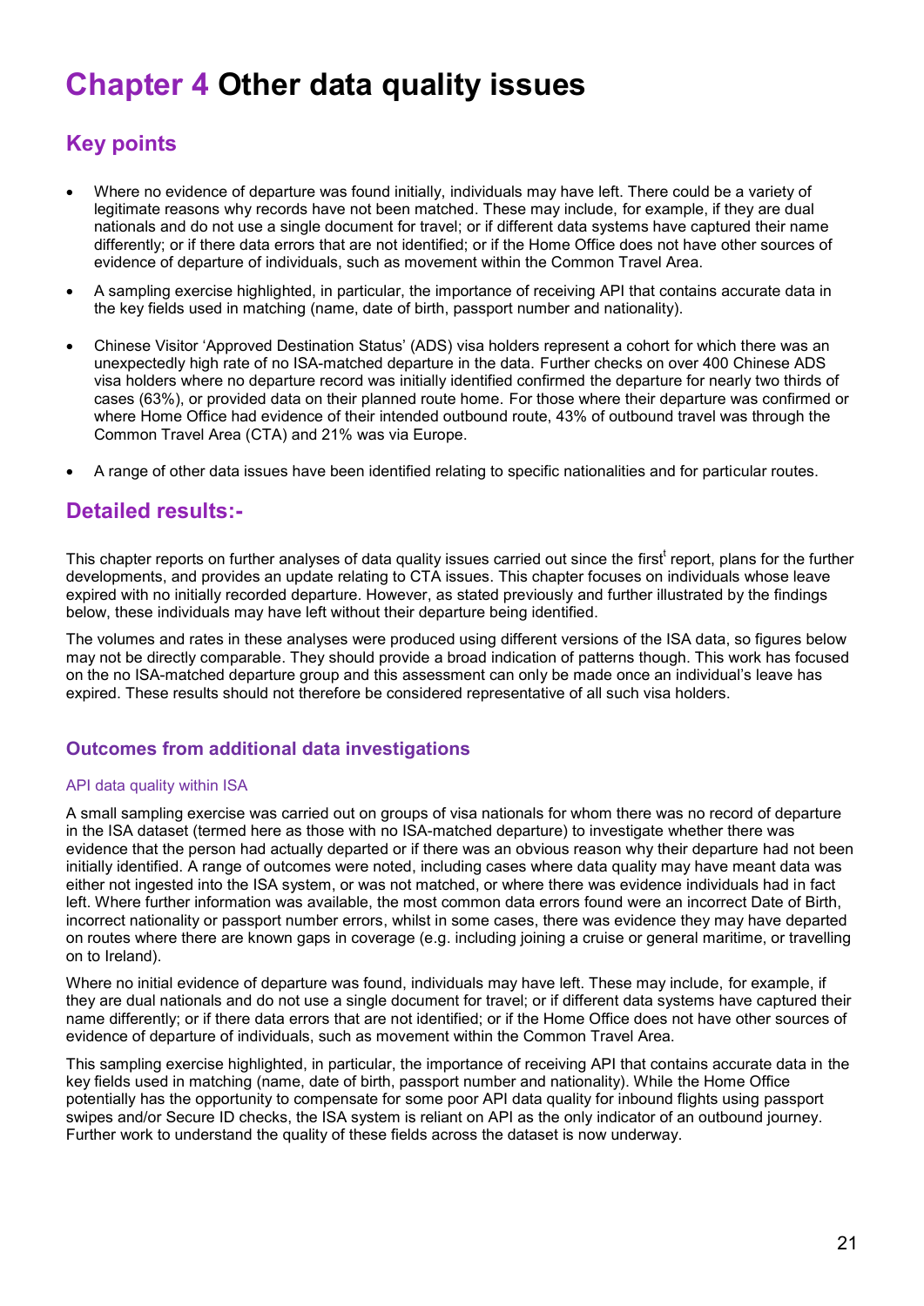# Chapter 4 Other data quality issues

## Key points

- Where no evidence of departure was found initially, individuals may have left. There could be a variety of legitimate reasons why records have not been matched. These may include, for example, if they are dual nationals and do not use a single document for travel; or if different data systems have captured their name differently; or if there data errors that are not identified; or if the Home Office does not have other sources of evidence of departure of individuals, such as movement within the Common Travel Area.
- A sampling exercise highlighted, in particular, the importance of receiving API that contains accurate data in the key fields used in matching (name, date of birth, passport number and nationality).
- Chinese Visitor 'Approved Destination Status' (ADS) visa holders represent a cohort for which there was an unexpectedly high rate of no ISA-matched departure in the data. Further checks on over 400 Chinese ADS visa holders where no departure record was initially identified confirmed the departure for nearly two thirds of cases (63%), or provided data on their planned route home. For those where their departure was confirmed or where Home Office had evidence of their intended outbound route, 43% of outbound travel was through the Common Travel Area (CTA) and 21% was via Europe.
- A range of other data issues have been identified relating to specific nationalities and for particular routes.

## Detailed results:-

This chapter reports on further analyses of data quality issues carried out since the first[t] report, plans for the further developments, and provides an update relating to CTA issues. This chapter focuses on individuals whose leave expired with no initially recorded departure. However, as stated previously and further illustrated by the findings below, these individuals may have left without their departure being identified.

The volumes and rates in these analyses were produced using different versions of the ISA data, so figures below may not be directly comparable. They should provide a broad indication of patterns though. This work has focused on the no ISA-matched departure group and this assessment can only be made once an individual's leave has expired. These results should not therefore be considered representative of all such visa holders.

### Outcomes from additional data investigations

#### API data quality within ISA

A small sampling exercise was carried out on groups of visa nationals for whom there was no record of departure in the ISA dataset (termed here as those with no ISA-matched departure) to investigate whether there was evidence that the person had actually departed or if there was an obvious reason why their departure had not been initially identified. A range of outcomes were noted, including cases where data quality may have meant data was either not ingested into the ISA system, or was not matched, or where there was evidence individuals had in fact left. Where further information was available, the most common data errors found were an incorrect Date of Birth, incorrect nationality or passport number errors, whilst in some cases, there was evidence they may have departed on routes where there are known gaps in coverage (e.g. including joining a cruise or general maritime, or travelling on to Ireland).

Where no initial evidence of departure was found, individuals may have left. These may include, for example, if they are dual nationals and do not use a single document for travel; or if different data systems have captured their name differently; or if there data errors that are not identified; or if the Home Office does not have other sources of evidence of departure of individuals, such as movement within the Common Travel Area.

This sampling exercise highlighted, in particular, the importance of receiving API that contains accurate data in the key fields used in matching (name, date of birth, passport number and nationality). While the Home Office potentially has the opportunity to compensate for some poor API data quality for inbound flights using passport swipes and/or Secure ID checks, the ISA system is reliant on API as the only indicator of an outbound journey. Further work to understand the quality of these fields across the dataset is now underway.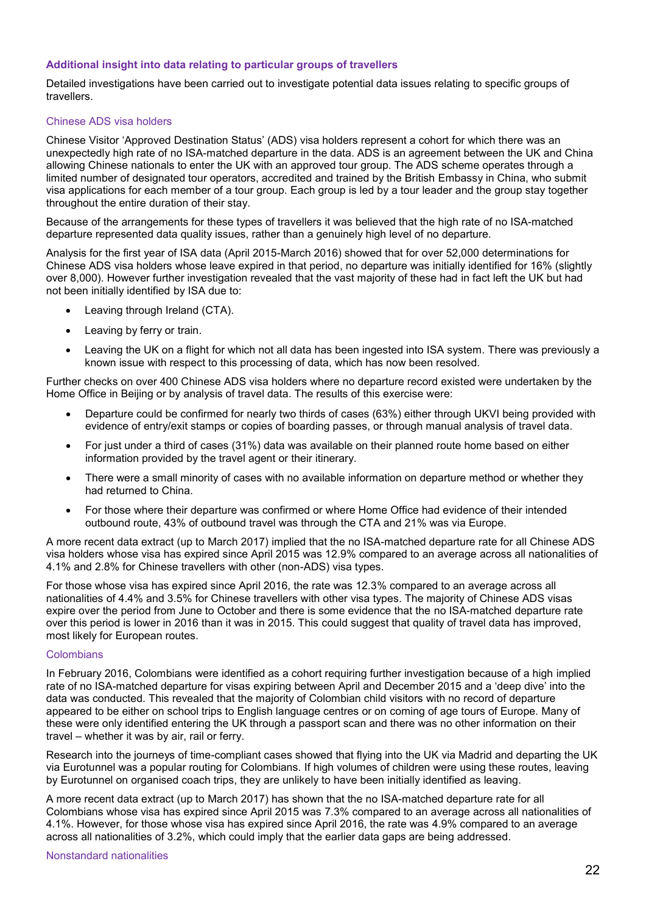### Additional insight into data relating to particular groups of travellers

Detailed investigations have been carried out to investigate potential data issues relating to specific groups of travellers.

#### Chinese ADS visa holders

Chinese Visitor 'Approved Destination Status' (ADS) visa holders represent a cohort for which there was an unexpectedly high rate of no ISA-matched departure in the data. ADS is an agreement between the UK and China allowing Chinese nationals to enter the UK with an approved tour group. The ADS scheme operates through a limited number of designated tour operators, accredited and trained by the British Embassy in China, who submit visa applications for each member of a tour group. Each group is led by a tour leader and the group stay together throughout the entire duration of their stay.

Because of the arrangements for these types of travellers it was believed that the high rate of no ISA-matched departure represented data quality issues, rather than a genuinely high level of no departure.

Analysis for the first year of ISA data (April 2015-March 2016) showed that for over 52,000 determinations for Chinese ADS visa holders whose leave expired in that period, no departure was initially identified for 16% (slightly over 8,000). However further investigation revealed that the vast majority of these had in fact left the UK but had not been initially identified by ISA due to:

- Leaving through Ireland (CTA).
- Leaving by ferry or train.
- Leaving the UK on a flight for which not all data has been ingested into ISA system. There was previously a known issue with respect to this processing of data, which has now been resolved.

Further checks on over 400 Chinese ADS visa holders where no departure record existed were undertaken by the Home Office in Beijing or by analysis of travel data. The results of this exercise were:

- Departure could be confirmed for nearly two thirds of cases (63%) either through UKVI being provided with evidence of entry/exit stamps or copies of boarding passes, or through manual analysis of travel data.
- For just under a third of cases (31%) data was available on their planned route home based on either information provided by the travel agent or their itinerary.
- There were a small minority of cases with no available information on departure method or whether they had returned to China.
- For those where their departure was confirmed or where Home Office had evidence of their intended outbound route, 43% of outbound travel was through the CTA and 21% was via Europe.

A more recent data extract (up to March 2017) implied that the no ISA-matched departure rate for all Chinese ADS visa holders whose visa has expired since April 2015 was 12.9% compared to an average across all nationalities of 4.1% and 2.8% for Chinese travellers with other (non-ADS) visa types.

For those whose visa has expired since April 2016, the rate was 12.3% compared to an average across all nationalities of 4.4% and 3.5% for Chinese travellers with other visa types. The majority of Chinese ADS visas expire over the period from June to October and there is some evidence that the no ISA-matched departure rate over this period is lower in 2016 than it was in 2015. This could suggest that quality of travel data has improved, most likely for European routes.

#### Colombians

In February 2016, Colombians were identified as a cohort requiring further investigation because of a high implied rate of no ISA-matched departure for visas expiring between April and December 2015 and a 'deep dive' into the data was conducted. This revealed that the majority of Colombian child visitors with no record of departure appeared to be either on school trips to English language centres or on coming of age tours of Europe. Many of these were only identified entering the UK through a passport scan and there was no other information on their travel – whether it was by air, rail or ferry.

Research into the journeys of time-compliant cases showed that flying into the UK via Madrid and departing the UK via Eurotunnel was a popular routing for Colombians. If high volumes of children were using these routes, leaving by Eurotunnel on organised coach trips, they are unlikely to have been initially identified as leaving.

A more recent data extract (up to March 2017) has shown that the no ISA-matched departure rate for all Colombians whose visa has expired since April 2015 was 7.3% compared to an average across all nationalities of 4.1%. However, for those whose visa has expired since April 2016, the rate was 4.9% compared to an average across all nationalities of 3.2%, which could imply that the earlier data gaps are being addressed.

#### Nonstandard nationalities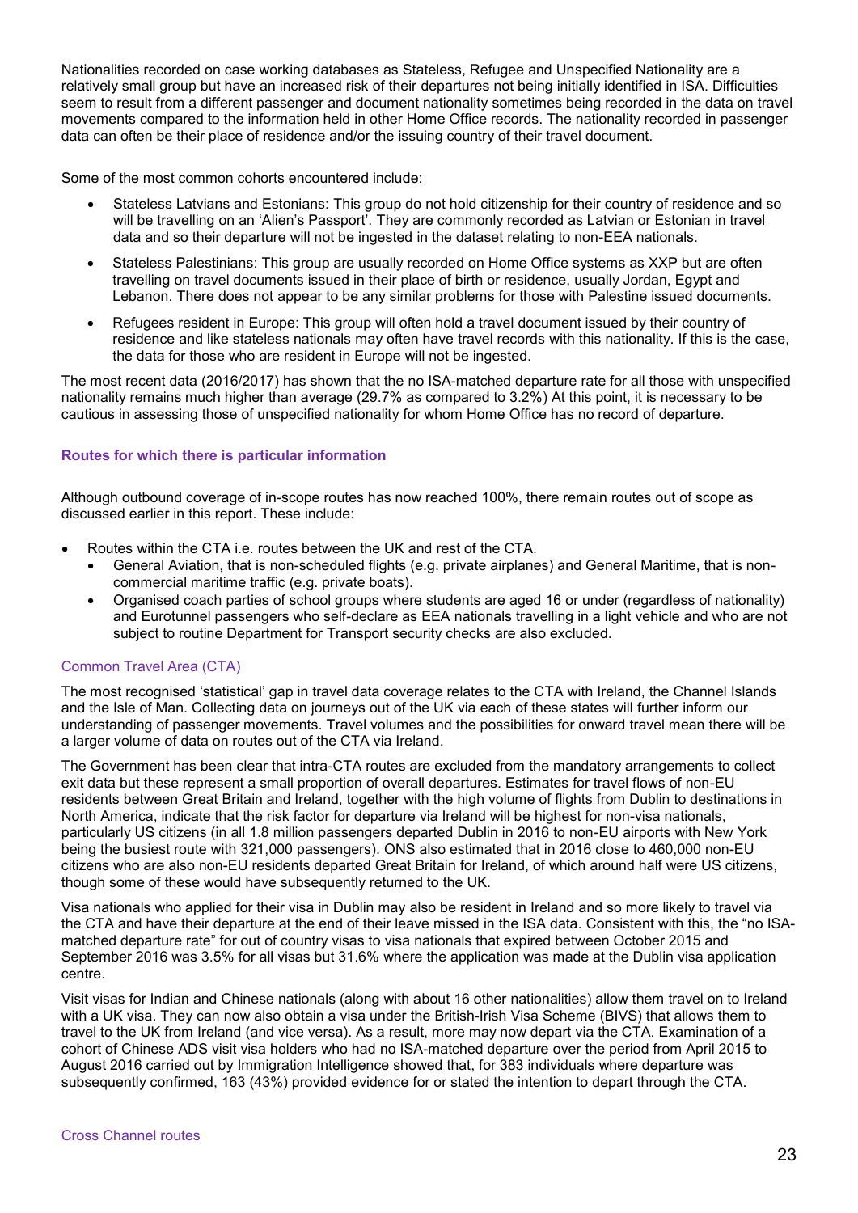Nationalities recorded on case working databases as Stateless, Refugee and Unspecified Nationality are a relatively small group but have an increased risk of their departures not being initially identified in ISA. Difficulties seem to result from a different passenger and document nationality sometimes being recorded in the data on travel movements compared to the information held in other Home Office records. The nationality recorded in passenger data can often be their place of residence and/or the issuing country of their travel document.

Some of the most common cohorts encountered include:

- Stateless Latvians and Estonians: This group do not hold citizenship for their country of residence and so will be travelling on an 'Alien's Passport'. They are commonly recorded as Latvian or Estonian in travel data and so their departure will not be ingested in the dataset relating to non-EEA nationals.
- Stateless Palestinians: This group are usually recorded on Home Office systems as XXP but are often travelling on travel documents issued in their place of birth or residence, usually Jordan, Egypt and Lebanon. There does not appear to be any similar problems for those with Palestine issued documents.
- Refugees resident in Europe: This group will often hold a travel document issued by their country of residence and like stateless nationals may often have travel records with this nationality. If this is the case, the data for those who are resident in Europe will not be ingested.

The most recent data (2016/2017) has shown that the no ISA-matched departure rate for all those with unspecified nationality remains much higher than average (29.7% as compared to 3.2%) At this point, it is necessary to be cautious in assessing those of unspecified nationality for whom Home Office has no record of departure.

### Routes for which there is particular information

Although outbound coverage of in-scope routes has now reached 100%, there remain routes out of scope as discussed earlier in this report. These include:

- Routes within the CTA i.e. routes between the UK and rest of the CTA.
  - General Aviation, that is non-scheduled flights (e.g. private airplanes) and General Maritime, that is non-commercial maritime traffic (e.g. private boats).
  - Organised coach parties of school groups where students are aged 16 or under (regardless of nationality) and Eurotunnel passengers who self-declare as EEA nationals travelling in a light vehicle and who are not subject to routine Department for Transport security checks are also excluded.

#### Common Travel Area (CTA)

The most recognised 'statistical' gap in travel data coverage relates to the CTA with Ireland, the Channel Islands and the Isle of Man. Collecting data on journeys out of the UK via each of these states will further inform our understanding of passenger movements. Travel volumes and the possibilities for onward travel mean there will be a larger volume of data on routes out of the CTA via Ireland.

The Government has been clear that intra-CTA routes are excluded from the mandatory arrangements to collect exit data but these represent a small proportion of overall departures. Estimates for travel flows of non-EU residents between Great Britain and Ireland, together with the high volume of flights from Dublin to destinations in North America, indicate that the risk factor for departure via Ireland will be highest for non-visa nationals, particularly US citizens (in all 1.8 million passengers departed Dublin in 2016 to non-EU airports with New York being the busiest route with 321,000 passengers). ONS also estimated that in 2016 close to 460,000 non-EU citizens who are also non-EU residents departed Great Britain for Ireland, of which around half were US citizens, though some of these would have subsequently returned to the UK.

Visa nationals who applied for their visa in Dublin may also be resident in Ireland and so more likely to travel via the CTA and have their departure at the end of their leave missed in the ISA data. Consistent with this, the "no ISA-matched departure rate" for out of country visas to visa nationals that expired between October 2015 and September 2016 was 3.5% for all visas but 31.6% where the application was made at the Dublin visa application centre.

Visit visas for Indian and Chinese nationals (along with about 16 other nationalities) allow them travel on to Ireland with a UK visa. They can now also obtain a visa under the British-Irish Visa Scheme (BIVS) that allows them to travel to the UK from Ireland (and vice versa). As a result, more may now depart via the CTA. Examination of a cohort of Chinese ADS visit visa holders who had no ISA-matched departure over the period from April 2015 to August 2016 carried out by Immigration Intelligence showed that, for 383 individuals where departure was subsequently confirmed, 163 (43%) provided evidence for or stated the intention to depart through the CTA.

#### Cross Channel routes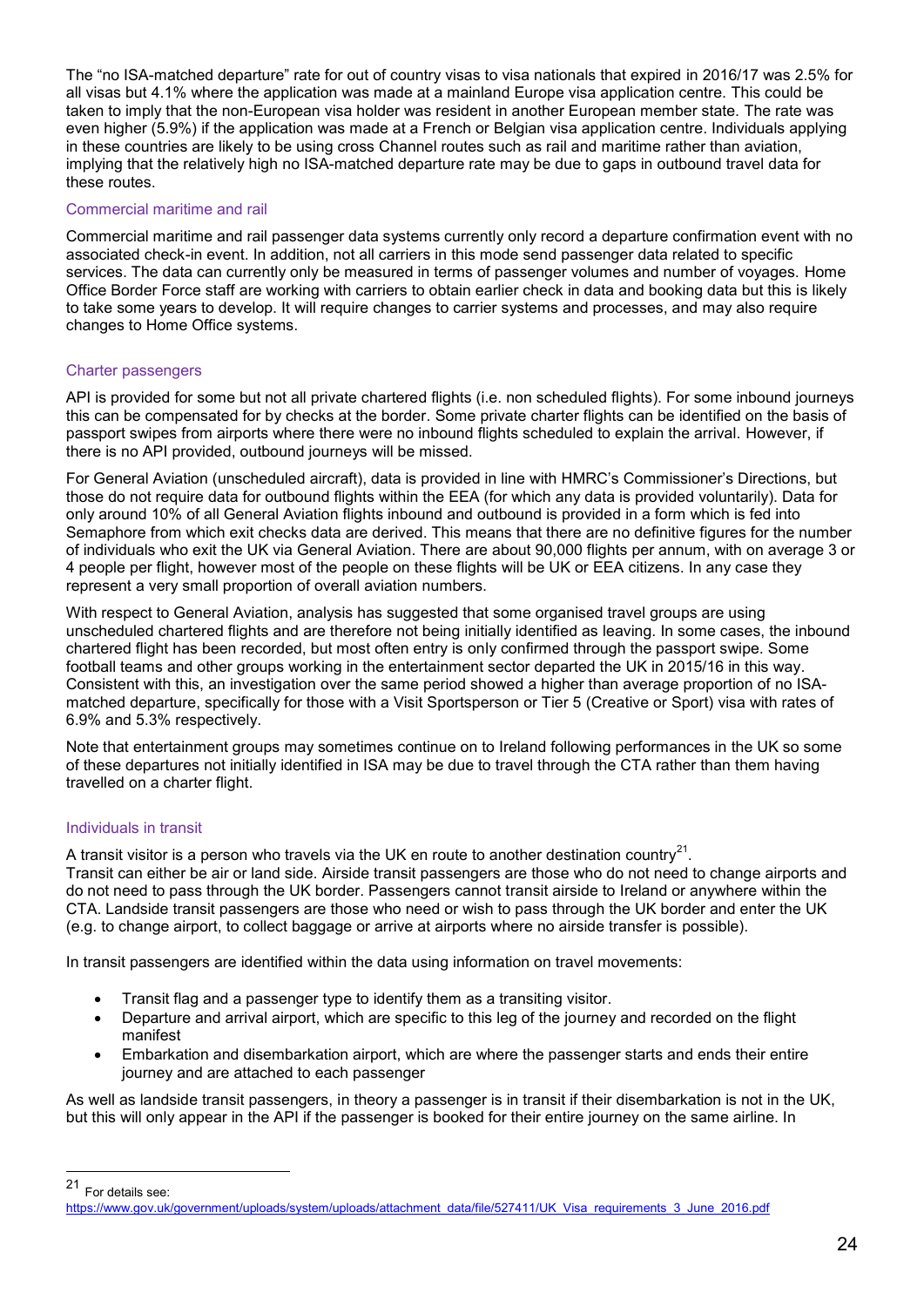The "no ISA-matched departure" rate for out of country visas to visa nationals that expired in 2016/17 was 2.5% for all visas but 4.1% where the application was made at a mainland Europe visa application centre. This could be taken to imply that the non-European visa holder was resident in another European member state. The rate was even higher (5.9%) if the application was made at a French or Belgian visa application centre. Individuals applying in these countries are likely to be using cross Channel routes such as rail and maritime rather than aviation, implying that the relatively high no ISA-matched departure rate may be due to gaps in outbound travel data for these routes.

### Commercial maritime and rail

Commercial maritime and rail passenger data systems currently only record a departure confirmation event with no associated check-in event. In addition, not all carriers in this mode send passenger data related to specific services. The data can currently only be measured in terms of passenger volumes and number of voyages. Home Office Border Force staff are working with carriers to obtain earlier check in data and booking data but this is likely to take some years to develop. It will require changes to carrier systems and processes, and may also require changes to Home Office systems.

### Charter passengers

API is provided for some but not all private chartered flights (i.e. non scheduled flights). For some inbound journeys this can be compensated for by checks at the border. Some private charter flights can be identified on the basis of passport swipes from airports where there were no inbound flights scheduled to explain the arrival. However, if there is no API provided, outbound journeys will be missed.

For General Aviation (unscheduled aircraft), data is provided in line with HMRC's Commissioner's Directions, but those do not require data for outbound flights within the EEA (for which any data is provided voluntarily). Data for only around 10% of all General Aviation flights inbound and outbound is provided in a form which is fed into Semaphore from which exit checks data are derived. This means that there are no definitive figures for the number of individuals who exit the UK via General Aviation. There are about 90,000 flights per annum, with on average 3 or 4 people per flight, however most of the people on these flights will be UK or EEA citizens. In any case they represent a very small proportion of overall aviation numbers.

With respect to General Aviation, analysis has suggested that some organised travel groups are using unscheduled chartered flights and are therefore not being initially identified as leaving. In some cases, the inbound chartered flight has been recorded, but most often entry is only confirmed through the passport swipe. Some football teams and other groups working in the entertainment sector departed the UK in 2015/16 in this way. Consistent with this, an investigation over the same period showed a higher than average proportion of no ISA-matched departure, specifically for those with a Visit Sportsperson or Tier 5 (Creative or Sport) visa with rates of 6.9% and 5.3% respectively.

Note that entertainment groups may sometimes continue on to Ireland following performances in the UK so some of these departures not initially identified in ISA may be due to travel through the CTA rather than them having travelled on a charter flight.

### Individuals in transit

A transit visitor is a person who travels via the UK en route to another destination country[21].
Transit can either be air or land side. Airside transit passengers are those who do not need to change airports and do not need to pass through the UK border. Passengers cannot transit airside to Ireland or anywhere within the CTA. Landside transit passengers are those who need or wish to pass through the UK border and enter the UK (e.g. to change airport, to collect baggage or arrive at airports where no airside transfer is possible).

In transit passengers are identified within the data using information on travel movements:

- Transit flag and a passenger type to identify them as a transiting visitor.
- Departure and arrival airport, which are specific to this leg of the journey and recorded on the flight manifest
- Embarkation and disembarkation airport, which are where the passenger starts and ends their entire journey and are attached to each passenger

As well as landside transit passengers, in theory a passenger is in transit if their disembarkation is not in the UK, but this will only appear in the API if the passenger is booked for their entire journey on the same airline. In

[21] For details see: https://www.gov.uk/government/uploads/system/uploads/attachment_data/file/527411/UK_Visa_requirements_3_June_2016.pdf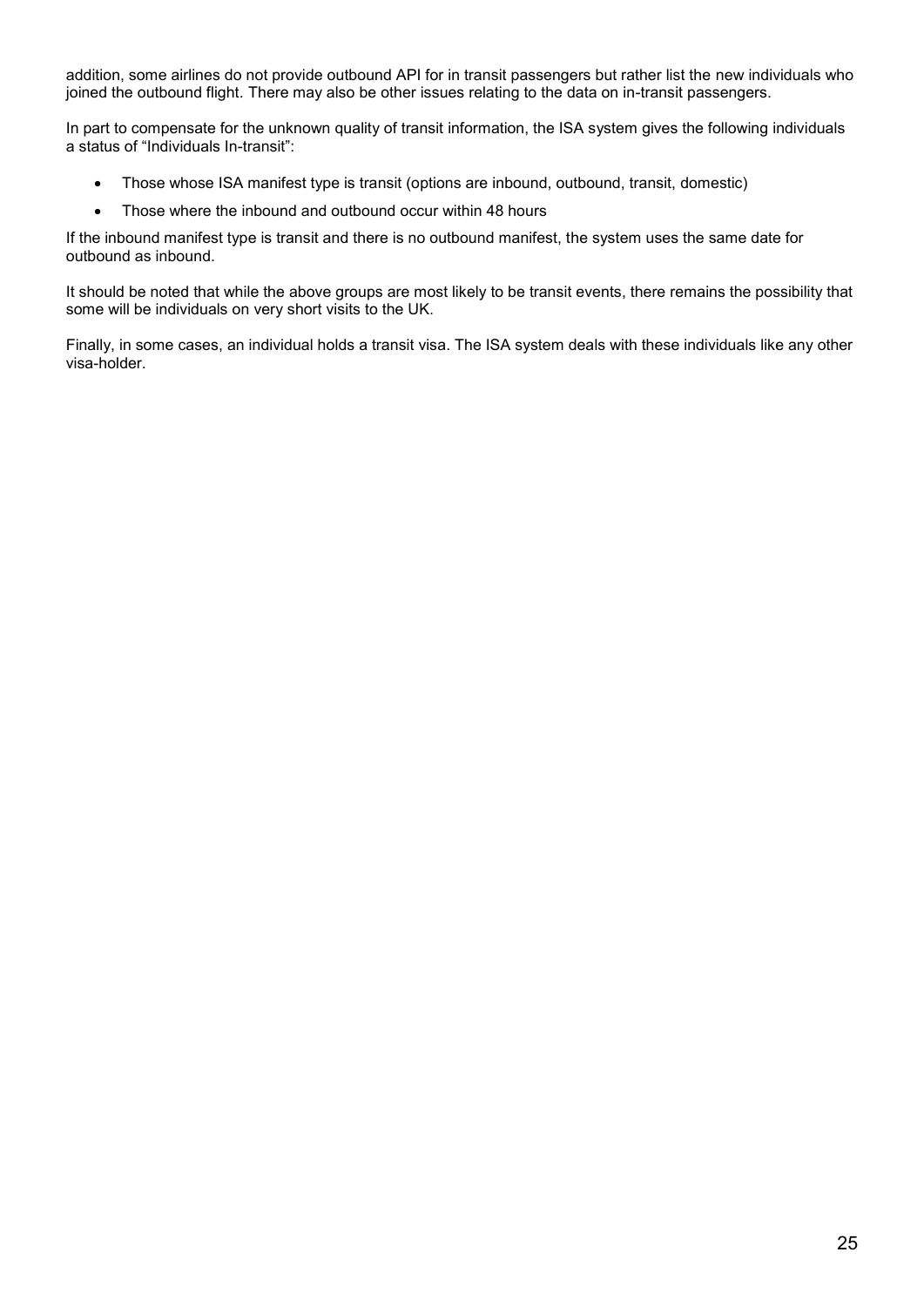addition, some airlines do not provide outbound API for in transit passengers but rather list the new individuals who joined the outbound flight. There may also be other issues relating to the data on in-transit passengers.

In part to compensate for the unknown quality of transit information, the ISA system gives the following individuals a status of "Individuals In-transit":

- Those whose ISA manifest type is transit (options are inbound, outbound, transit, domestic)
- Those where the inbound and outbound occur within 48 hours

If the inbound manifest type is transit and there is no outbound manifest, the system uses the same date for outbound as inbound.

It should be noted that while the above groups are most likely to be transit events, there remains the possibility that some will be individuals on very short visits to the UK.

Finally, in some cases, an individual holds a transit visa. The ISA system deals with these individuals like any other visa-holder.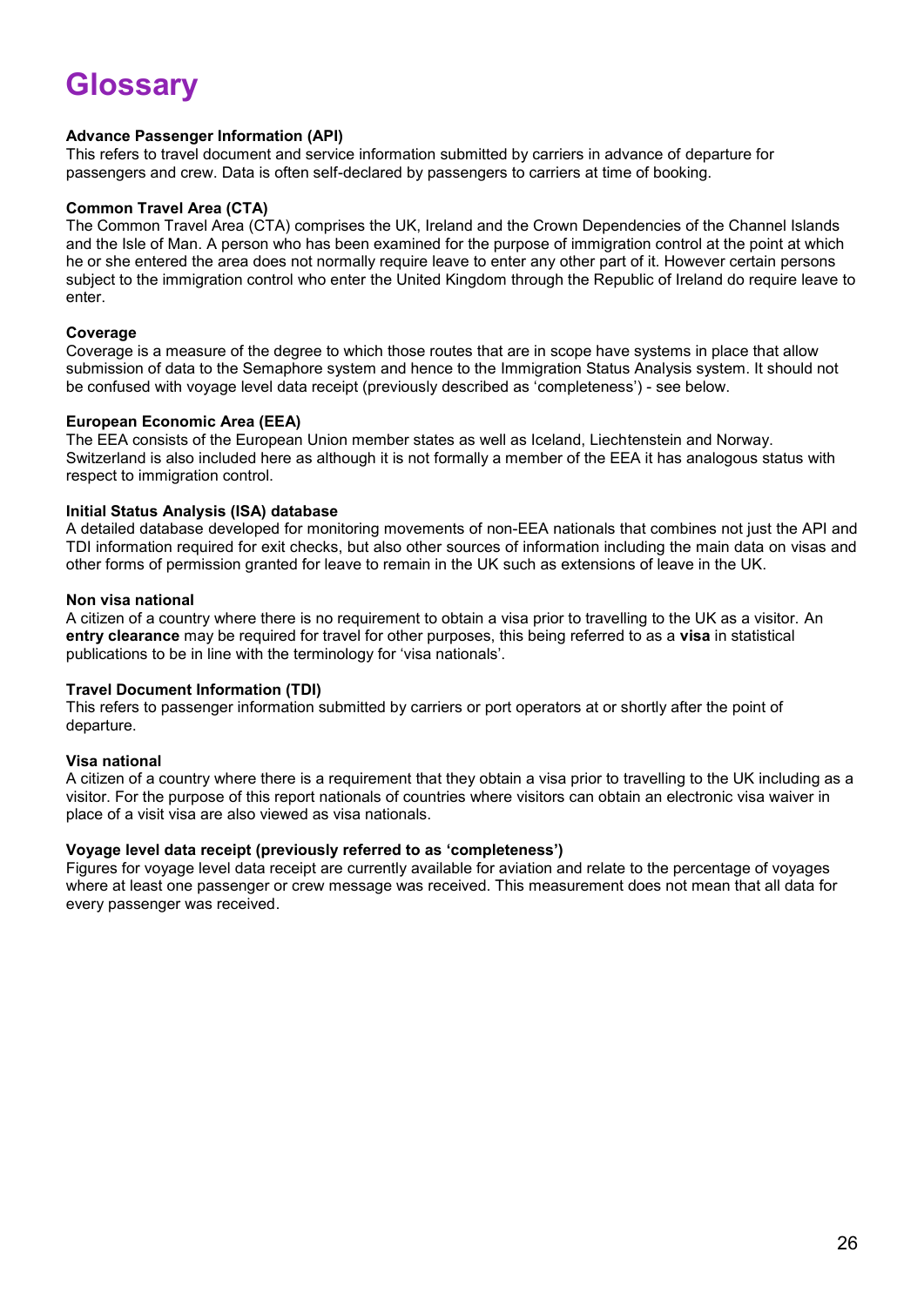# Glossary

**Advance Passenger Information (API)**
This refers to travel document and service information submitted by carriers in advance of departure for passengers and crew. Data is often self-declared by passengers to carriers at time of booking.

**Common Travel Area (CTA)**
The Common Travel Area (CTA) comprises the UK, Ireland and the Crown Dependencies of the Channel Islands and the Isle of Man. A person who has been examined for the purpose of immigration control at the point at which he or she entered the area does not normally require leave to enter any other part of it. However certain persons subject to the immigration control who enter the United Kingdom through the Republic of Ireland do require leave to enter.

**Coverage**
Coverage is a measure of the degree to which those routes that are in scope have systems in place that allow submission of data to the Semaphore system and hence to the Immigration Status Analysis system. It should not be confused with voyage level data receipt (previously described as 'completeness') - see below.

**European Economic Area (EEA)**
The EEA consists of the European Union member states as well as Iceland, Liechtenstein and Norway. Switzerland is also included here as although it is not formally a member of the EEA it has analogous status with respect to immigration control.

**Initial Status Analysis (ISA) database**
A detailed database developed for monitoring movements of non-EEA nationals that combines not just the API and TDI information required for exit checks, but also other sources of information including the main data on visas and other forms of permission granted for leave to remain in the UK such as extensions of leave in the UK.

**Non visa national**
A citizen of a country where there is no requirement to obtain a visa prior to travelling to the UK as a visitor. An **entry clearance** may be required for travel for other purposes, this being referred to as a **visa** in statistical publications to be in line with the terminology for 'visa nationals'.

**Travel Document Information (TDI)**
This refers to passenger information submitted by carriers or port operators at or shortly after the point of departure.

**Visa national**
A citizen of a country where there is a requirement that they obtain a visa prior to travelling to the UK including as a visitor. For the purpose of this report nationals of countries where visitors can obtain an electronic visa waiver in place of a visit visa are also viewed as visa nationals.

**Voyage level data receipt (previously referred to as 'completeness')**
Figures for voyage level data receipt are currently available for aviation and relate to the percentage of voyages where at least one passenger or crew message was received. This measurement does not mean that all data for every passenger was received.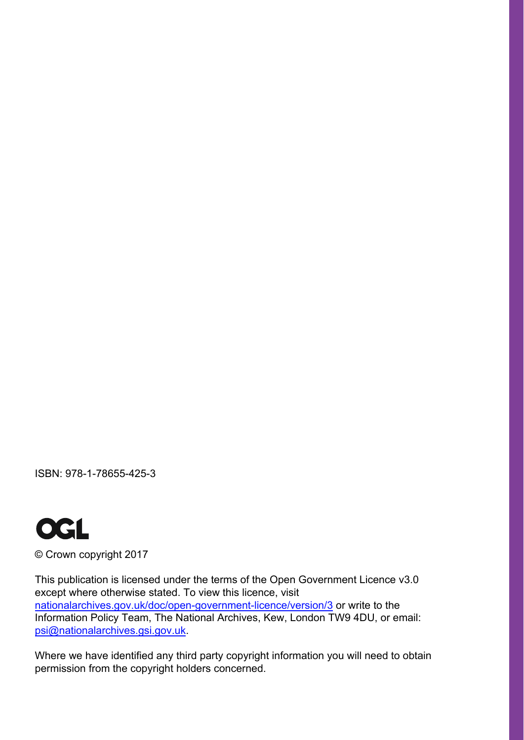ISBN: 978-1-78655-425-3

OGL

© Crown copyright 2017

This publication is licensed under the terms of the Open Government Licence v3.0 except where otherwise stated. To view this licence, visit nationalarchives.gov.uk/doc/open-government-licence/version/3 or write to the Information Policy Team, The National Archives, Kew, London TW9 4DU, or email: psi@nationalarchives.gsi.gov.uk.

Where we have identified any third party copyright information you will need to obtain permission from the copyright holders concerned.